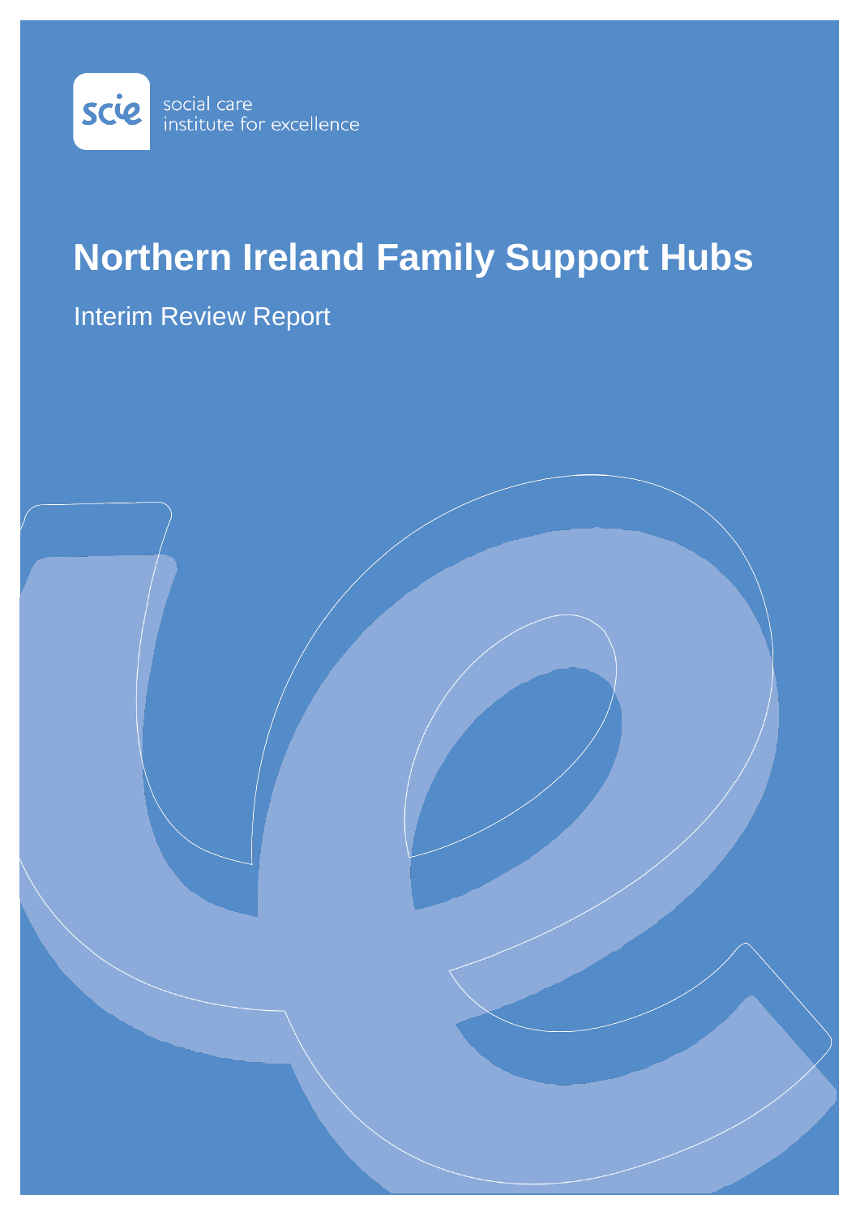social care
institute for excellence

# Northern Ireland Family Support Hubs

Interim Review Report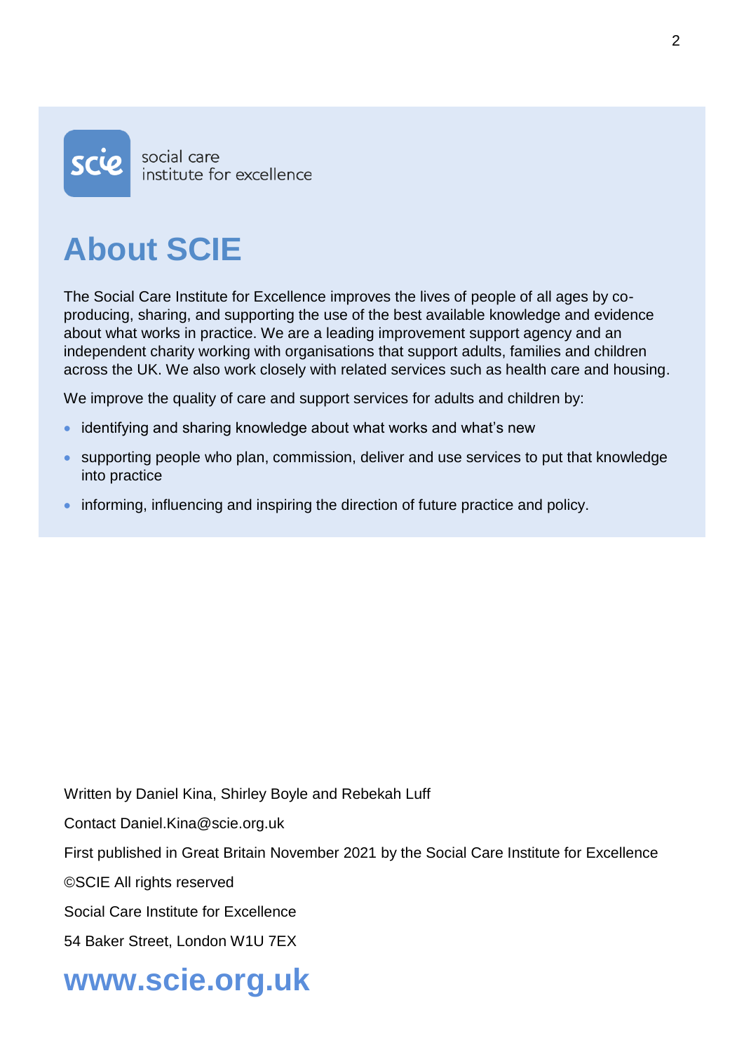social care
institute for excellence

# About SCIE

The Social Care Institute for Excellence improves the lives of people of all ages by co-producing, sharing, and supporting the use of the best available knowledge and evidence about what works in practice. We are a leading improvement support agency and an independent charity working with organisations that support adults, families and children across the UK. We also work closely with related services such as health care and housing.

We improve the quality of care and support services for adults and children by:

- identifying and sharing knowledge about what works and what's new
- supporting people who plan, commission, deliver and use services to put that knowledge into practice
- informing, influencing and inspiring the direction of future practice and policy.

Written by Daniel Kina, Shirley Boyle and Rebekah Luff

Contact Daniel.Kina@scie.org.uk

First published in Great Britain November 2021 by the Social Care Institute for Excellence

©SCIE All rights reserved

Social Care Institute for Excellence

54 Baker Street, London W1U 7EX

## www.scie.org.uk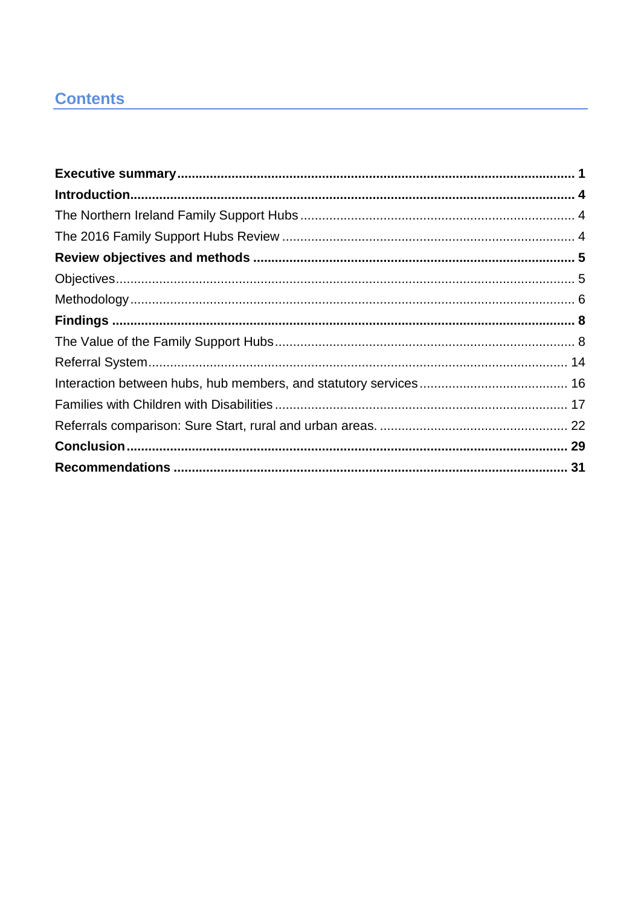# Contents

**Executive summary** .......... **1**

**Introduction** .......... **4**

The Northern Ireland Family Support Hubs .......... 4

The 2016 Family Support Hubs Review .......... 4

**Review objectives and methods** .......... **5**

Objectives .......... 5

Methodology .......... 6

**Findings** .......... **8**

The Value of the Family Support Hubs .......... 8

Referral System .......... 14

Interaction between hubs, hub members, and statutory services .......... 16

Families with Children with Disabilities .......... 17

Referrals comparison: Sure Start, rural and urban areas. .......... 22

**Conclusion** .......... **29**

**Recommendations** .......... **31**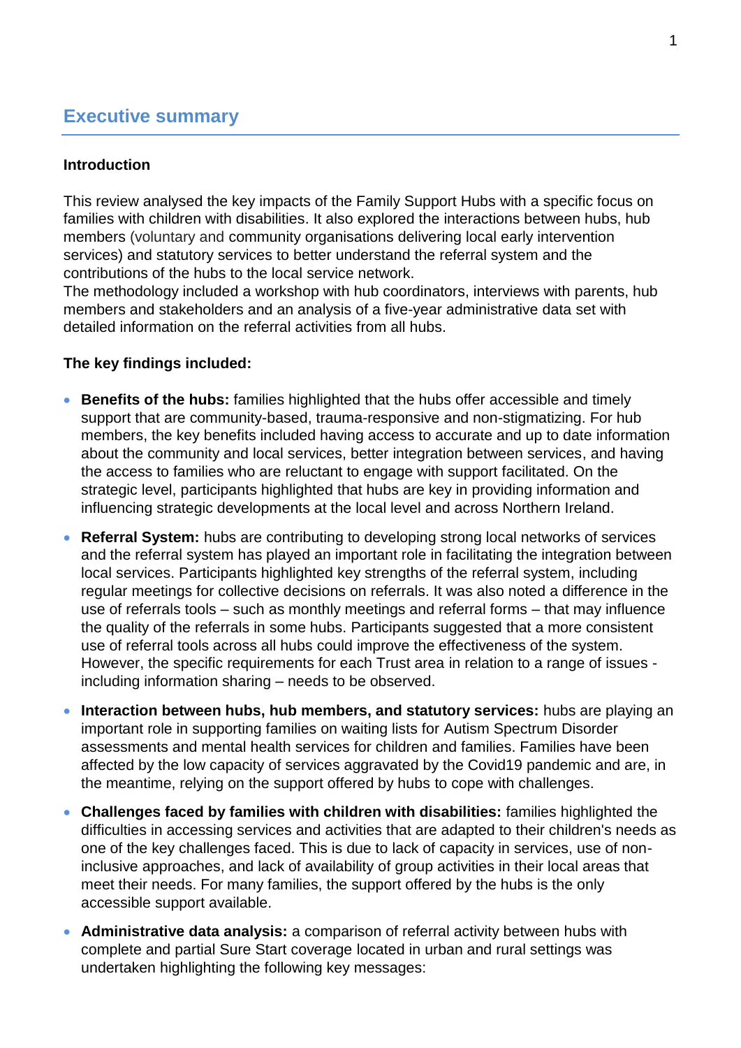## Executive summary

### Introduction

This review analysed the key impacts of the Family Support Hubs with a specific focus on families with children with disabilities. It also explored the interactions between hubs, hub members (voluntary and community organisations delivering local early intervention services) and statutory services to better understand the referral system and the contributions of the hubs to the local service network.
The methodology included a workshop with hub coordinators, interviews with parents, hub members and stakeholders and an analysis of a five-year administrative data set with detailed information on the referral activities from all hubs.

### The key findings included:

- **Benefits of the hubs:** families highlighted that the hubs offer accessible and timely support that are community-based, trauma-responsive and non-stigmatizing. For hub members, the key benefits included having access to accurate and up to date information about the community and local services, better integration between services, and having the access to families who are reluctant to engage with support facilitated. On the strategic level, participants highlighted that hubs are key in providing information and influencing strategic developments at the local level and across Northern Ireland.
- **Referral System:** hubs are contributing to developing strong local networks of services and the referral system has played an important role in facilitating the integration between local services. Participants highlighted key strengths of the referral system, including regular meetings for collective decisions on referrals. It was also noted a difference in the use of referrals tools – such as monthly meetings and referral forms – that may influence the quality of the referrals in some hubs. Participants suggested that a more consistent use of referral tools across all hubs could improve the effectiveness of the system. However, the specific requirements for each Trust area in relation to a range of issues - including information sharing – needs to be observed.
- **Interaction between hubs, hub members, and statutory services:** hubs are playing an important role in supporting families on waiting lists for Autism Spectrum Disorder assessments and mental health services for children and families. Families have been affected by the low capacity of services aggravated by the Covid19 pandemic and are, in the meantime, relying on the support offered by hubs to cope with challenges.
- **Challenges faced by families with children with disabilities:** families highlighted the difficulties in accessing services and activities that are adapted to their children's needs as one of the key challenges faced. This is due to lack of capacity in services, use of non-inclusive approaches, and lack of availability of group activities in their local areas that meet their needs. For many families, the support offered by the hubs is the only accessible support available.
- **Administrative data analysis:** a comparison of referral activity between hubs with complete and partial Sure Start coverage located in urban and rural settings was undertaken highlighting the following key messages: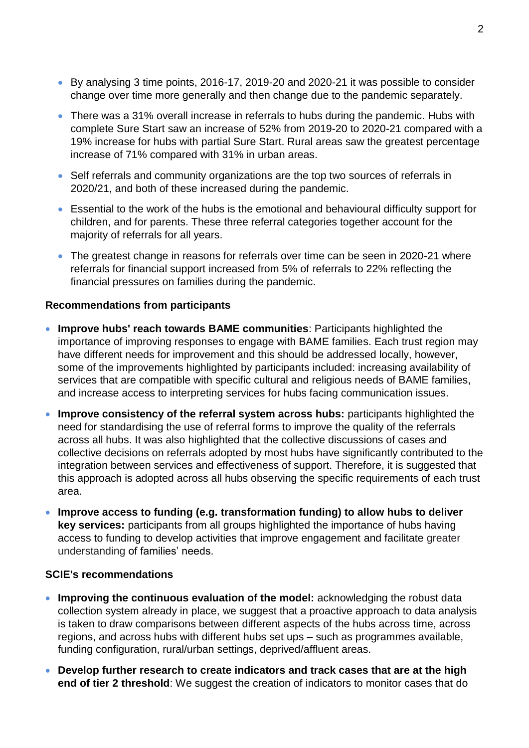- By analysing 3 time points, 2016-17, 2019-20 and 2020-21 it was possible to consider change over time more generally and then change due to the pandemic separately.
- There was a 31% overall increase in referrals to hubs during the pandemic. Hubs with complete Sure Start saw an increase of 52% from 2019-20 to 2020-21 compared with a 19% increase for hubs with partial Sure Start. Rural areas saw the greatest percentage increase of 71% compared with 31% in urban areas.
- Self referrals and community organizations are the top two sources of referrals in 2020/21, and both of these increased during the pandemic.
- Essential to the work of the hubs is the emotional and behavioural difficulty support for children, and for parents. These three referral categories together account for the majority of referrals for all years.
- The greatest change in reasons for referrals over time can be seen in 2020-21 where referrals for financial support increased from 5% of referrals to 22% reflecting the financial pressures on families during the pandemic.

**Recommendations from participants**

- **Improve hubs' reach towards BAME communities**: Participants highlighted the importance of improving responses to engage with BAME families. Each trust region may have different needs for improvement and this should be addressed locally, however, some of the improvements highlighted by participants included: increasing availability of services that are compatible with specific cultural and religious needs of BAME families, and increase access to interpreting services for hubs facing communication issues.
- **Improve consistency of the referral system across hubs:** participants highlighted the need for standardising the use of referral forms to improve the quality of the referrals across all hubs. It was also highlighted that the collective discussions of cases and collective decisions on referrals adopted by most hubs have significantly contributed to the integration between services and effectiveness of support. Therefore, it is suggested that this approach is adopted across all hubs observing the specific requirements of each trust area.
- **Improve access to funding (e.g. transformation funding) to allow hubs to deliver key services:** participants from all groups highlighted the importance of hubs having access to funding to develop activities that improve engagement and facilitate greater understanding of families' needs.

**SCIE's recommendations**

- **Improving the continuous evaluation of the model:** acknowledging the robust data collection system already in place, we suggest that a proactive approach to data analysis is taken to draw comparisons between different aspects of the hubs across time, across regions, and across hubs with different hubs set ups – such as programmes available, funding configuration, rural/urban settings, deprived/affluent areas.
- **Develop further research to create indicators and track cases that are at the high end of tier 2 threshold**: We suggest the creation of indicators to monitor cases that do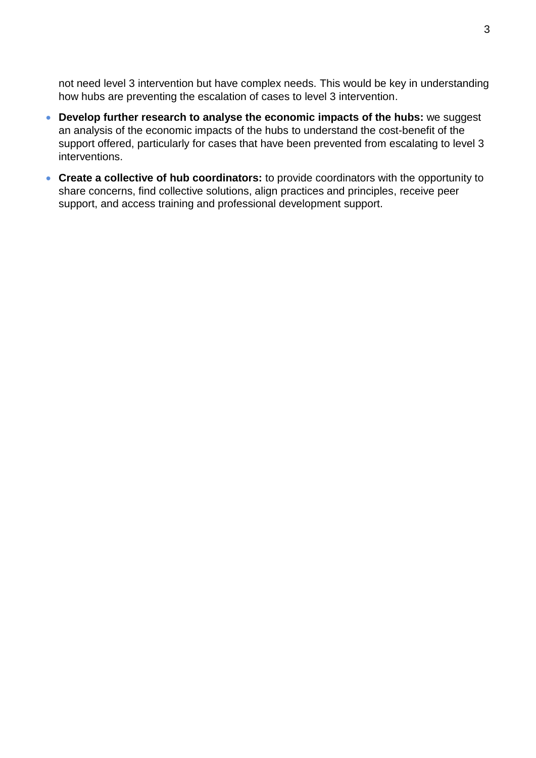not need level 3 intervention but have complex needs. This would be key in understanding how hubs are preventing the escalation of cases to level 3 intervention.

- **Develop further research to analyse the economic impacts of the hubs:** we suggest an analysis of the economic impacts of the hubs to understand the cost-benefit of the support offered, particularly for cases that have been prevented from escalating to level 3 interventions.
- **Create a collective of hub coordinators:** to provide coordinators with the opportunity to share concerns, find collective solutions, align practices and principles, receive peer support, and access training and professional development support.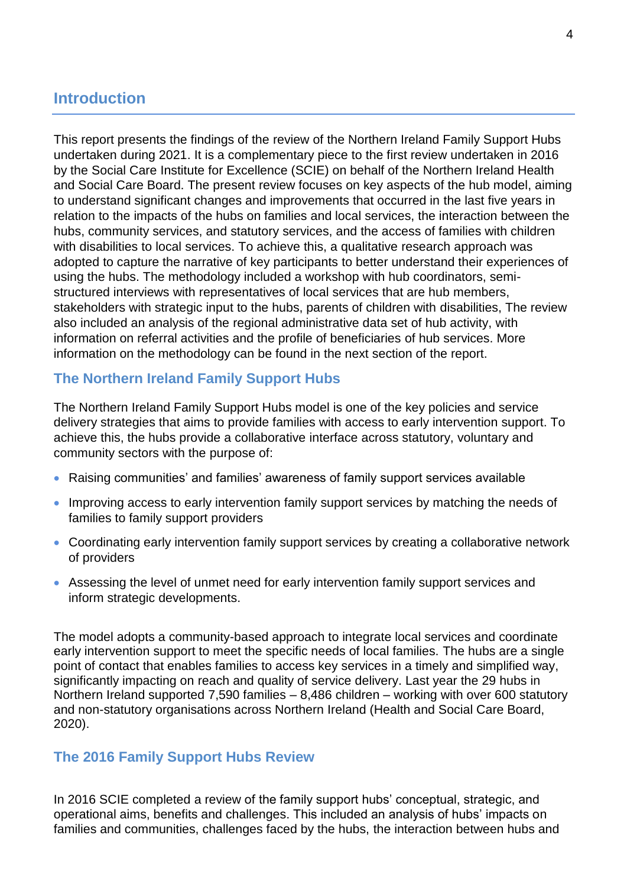## Introduction

This report presents the findings of the review of the Northern Ireland Family Support Hubs undertaken during 2021. It is a complementary piece to the first review undertaken in 2016 by the Social Care Institute for Excellence (SCIE) on behalf of the Northern Ireland Health and Social Care Board. The present review focuses on key aspects of the hub model, aiming to understand significant changes and improvements that occurred in the last five years in relation to the impacts of the hubs on families and local services, the interaction between the hubs, community services, and statutory services, and the access of families with children with disabilities to local services. To achieve this, a qualitative research approach was adopted to capture the narrative of key participants to better understand their experiences of using the hubs. The methodology included a workshop with hub coordinators, semi-structured interviews with representatives of local services that are hub members, stakeholders with strategic input to the hubs, parents of children with disabilities, The review also included an analysis of the regional administrative data set of hub activity, with information on referral activities and the profile of beneficiaries of hub services. More information on the methodology can be found in the next section of the report.

### The Northern Ireland Family Support Hubs

The Northern Ireland Family Support Hubs model is one of the key policies and service delivery strategies that aims to provide families with access to early intervention support. To achieve this, the hubs provide a collaborative interface across statutory, voluntary and community sectors with the purpose of:

- Raising communities' and families' awareness of family support services available
- Improving access to early intervention family support services by matching the needs of families to family support providers
- Coordinating early intervention family support services by creating a collaborative network of providers
- Assessing the level of unmet need for early intervention family support services and inform strategic developments.

The model adopts a community-based approach to integrate local services and coordinate early intervention support to meet the specific needs of local families. The hubs are a single point of contact that enables families to access key services in a timely and simplified way, significantly impacting on reach and quality of service delivery. Last year the 29 hubs in Northern Ireland supported 7,590 families – 8,486 children – working with over 600 statutory and non-statutory organisations across Northern Ireland (Health and Social Care Board, 2020).

### The 2016 Family Support Hubs Review

In 2016 SCIE completed a review of the family support hubs' conceptual, strategic, and operational aims, benefits and challenges. This included an analysis of hubs' impacts on families and communities, challenges faced by the hubs, the interaction between hubs and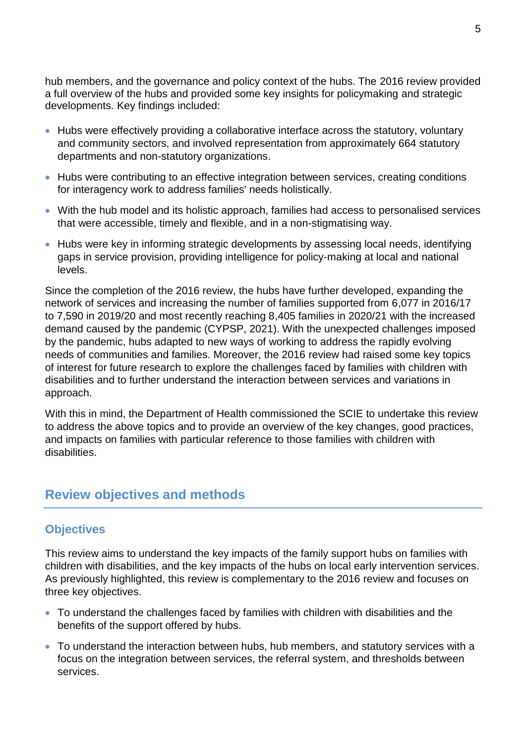hub members, and the governance and policy context of the hubs. The 2016 review provided a full overview of the hubs and provided some key insights for policymaking and strategic developments. Key findings included:

- Hubs were effectively providing a collaborative interface across the statutory, voluntary and community sectors, and involved representation from approximately 664 statutory departments and non-statutory organizations.
- Hubs were contributing to an effective integration between services, creating conditions for interagency work to address families' needs holistically.
- With the hub model and its holistic approach, families had access to personalised services that were accessible, timely and flexible, and in a non-stigmatising way.
- Hubs were key in informing strategic developments by assessing local needs, identifying gaps in service provision, providing intelligence for policy-making at local and national levels.

Since the completion of the 2016 review, the hubs have further developed, expanding the network of services and increasing the number of families supported from 6,077 in 2016/17 to 7,590 in 2019/20 and most recently reaching 8,405 families in 2020/21 with the increased demand caused by the pandemic (CYPSP, 2021). With the unexpected challenges imposed by the pandemic, hubs adapted to new ways of working to address the rapidly evolving needs of communities and families. Moreover, the 2016 review had raised some key topics of interest for future research to explore the challenges faced by families with children with disabilities and to further understand the interaction between services and variations in approach.

With this in mind, the Department of Health commissioned the SCIE to undertake this review to address the above topics and to provide an overview of the key changes, good practices, and impacts on families with particular reference to those families with children with disabilities.

## Review objectives and methods

### Objectives

This review aims to understand the key impacts of the family support hubs on families with children with disabilities, and the key impacts of the hubs on local early intervention services. As previously highlighted, this review is complementary to the 2016 review and focuses on three key objectives.

- To understand the challenges faced by families with children with disabilities and the benefits of the support offered by hubs.
- To understand the interaction between hubs, hub members, and statutory services with a focus on the integration between services, the referral system, and thresholds between services.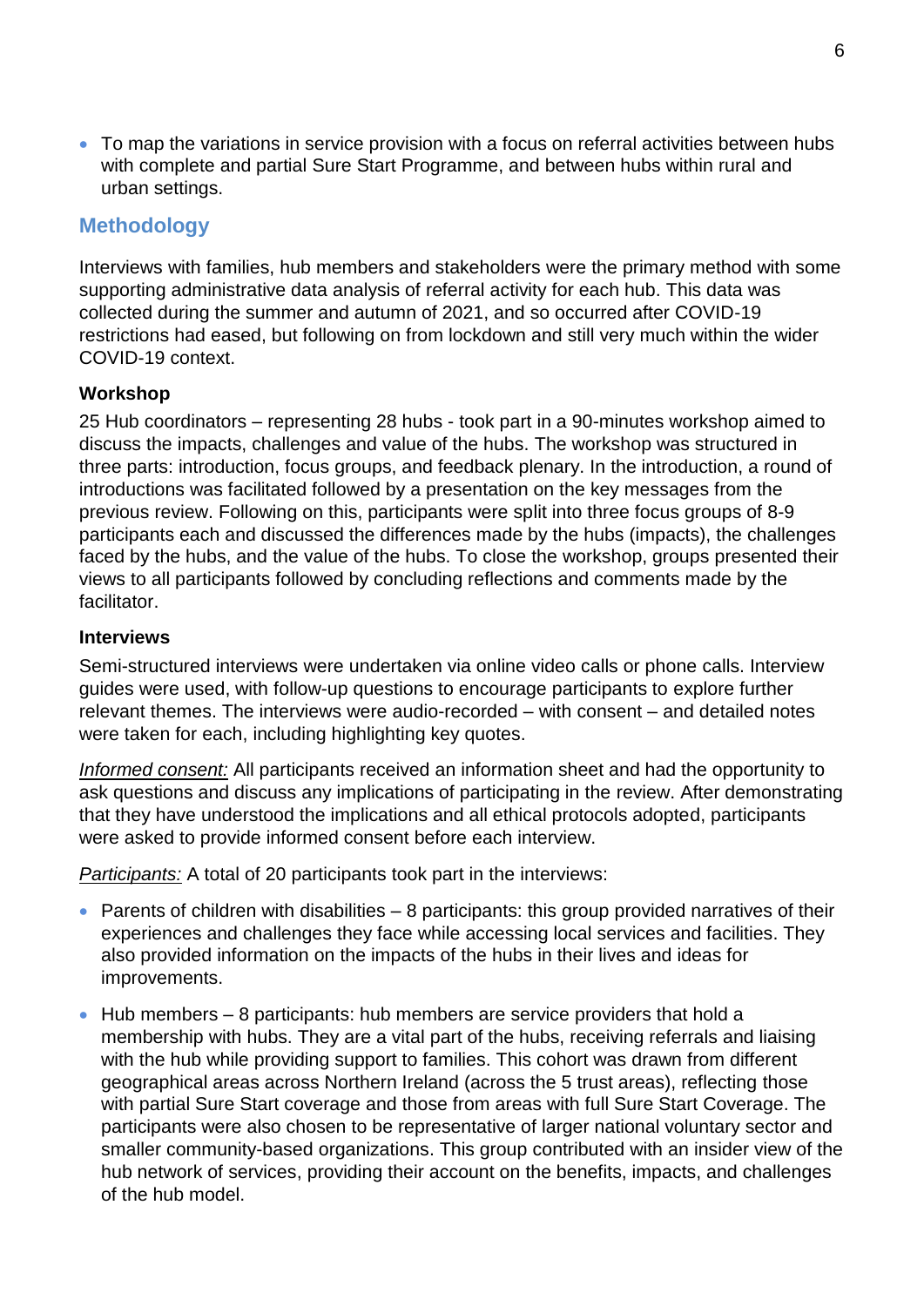- To map the variations in service provision with a focus on referral activities between hubs with complete and partial Sure Start Programme, and between hubs within rural and urban settings.

## Methodology

Interviews with families, hub members and stakeholders were the primary method with some supporting administrative data analysis of referral activity for each hub. This data was collected during the summer and autumn of 2021, and so occurred after COVID-19 restrictions had eased, but following on from lockdown and still very much within the wider COVID-19 context.

### Workshop

25 Hub coordinators – representing 28 hubs - took part in a 90-minutes workshop aimed to discuss the impacts, challenges and value of the hubs. The workshop was structured in three parts: introduction, focus groups, and feedback plenary. In the introduction, a round of introductions was facilitated followed by a presentation on the key messages from the previous review. Following on this, participants were split into three focus groups of 8-9 participants each and discussed the differences made by the hubs (impacts), the challenges faced by the hubs, and the value of the hubs. To close the workshop, groups presented their views to all participants followed by concluding reflections and comments made by the facilitator.

### Interviews

Semi-structured interviews were undertaken via online video calls or phone calls. Interview guides were used, with follow-up questions to encourage participants to explore further relevant themes. The interviews were audio-recorded – with consent – and detailed notes were taken for each, including highlighting key quotes.

*Informed consent:* All participants received an information sheet and had the opportunity to ask questions and discuss any implications of participating in the review. After demonstrating that they have understood the implications and all ethical protocols adopted, participants were asked to provide informed consent before each interview.

*Participants:* A total of 20 participants took part in the interviews:

- Parents of children with disabilities – 8 participants: this group provided narratives of their experiences and challenges they face while accessing local services and facilities. They also provided information on the impacts of the hubs in their lives and ideas for improvements.
- Hub members – 8 participants: hub members are service providers that hold a membership with hubs. They are a vital part of the hubs, receiving referrals and liaising with the hub while providing support to families. This cohort was drawn from different geographical areas across Northern Ireland (across the 5 trust areas), reflecting those with partial Sure Start coverage and those from areas with full Sure Start Coverage. The participants were also chosen to be representative of larger national voluntary sector and smaller community-based organizations. This group contributed with an insider view of the hub network of services, providing their account on the benefits, impacts, and challenges of the hub model.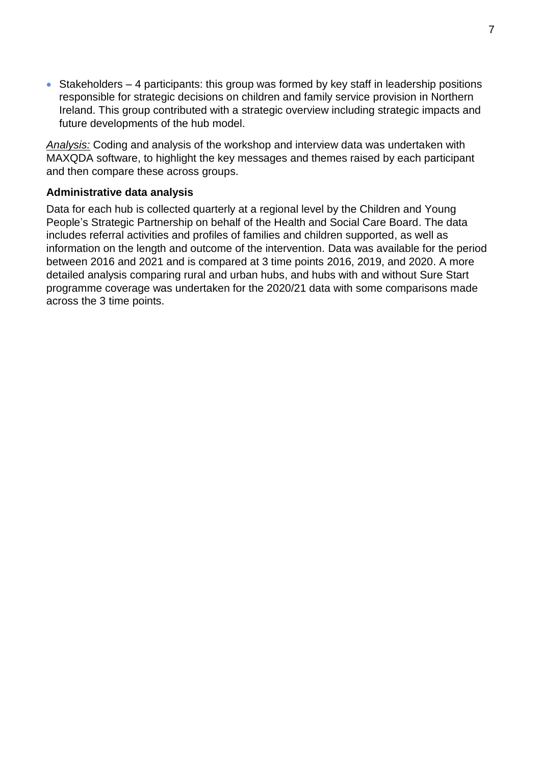- Stakeholders – 4 participants: this group was formed by key staff in leadership positions responsible for strategic decisions on children and family service provision in Northern Ireland. This group contributed with a strategic overview including strategic impacts and future developments of the hub model.

*Analysis:* Coding and analysis of the workshop and interview data was undertaken with MAXQDA software, to highlight the key messages and themes raised by each participant and then compare these across groups.

**Administrative data analysis**

Data for each hub is collected quarterly at a regional level by the Children and Young People's Strategic Partnership on behalf of the Health and Social Care Board. The data includes referral activities and profiles of families and children supported, as well as information on the length and outcome of the intervention. Data was available for the period between 2016 and 2021 and is compared at 3 time points 2016, 2019, and 2020. A more detailed analysis comparing rural and urban hubs, and hubs with and without Sure Start programme coverage was undertaken for the 2020/21 data with some comparisons made across the 3 time points.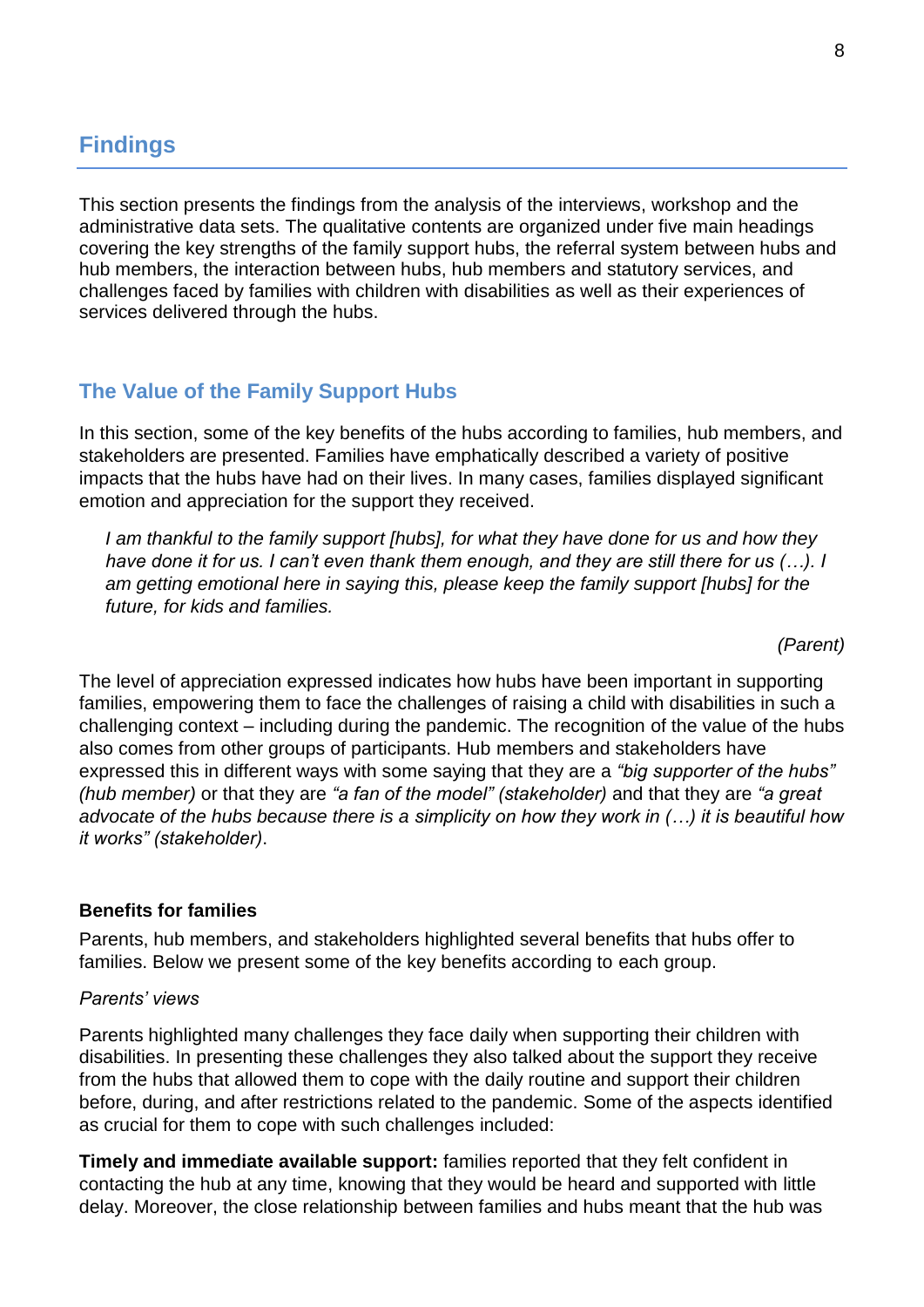## Findings

This section presents the findings from the analysis of the interviews, workshop and the administrative data sets. The qualitative contents are organized under five main headings covering the key strengths of the family support hubs, the referral system between hubs and hub members, the interaction between hubs, hub members and statutory services, and challenges faced by families with children with disabilities as well as their experiences of services delivered through the hubs.

### The Value of the Family Support Hubs

In this section, some of the key benefits of the hubs according to families, hub members, and stakeholders are presented. Families have emphatically described a variety of positive impacts that the hubs have had on their lives. In many cases, families displayed significant emotion and appreciation for the support they received.

> *I am thankful to the family support [hubs], for what they have done for us and how they have done it for us. I can't even thank them enough, and they are still there for us (…). I am getting emotional here in saying this, please keep the family support [hubs] for the future, for kids and families.*
>
> *(Parent)*

The level of appreciation expressed indicates how hubs have been important in supporting families, empowering them to face the challenges of raising a child with disabilities in such a challenging context – including during the pandemic. The recognition of the value of the hubs also comes from other groups of participants. Hub members and stakeholders have expressed this in different ways with some saying that they are a *"big supporter of the hubs" (hub member)* or that they are *"a fan of the model" (stakeholder)* and that they are *"a great advocate of the hubs because there is a simplicity on how they work in (…) it is beautiful how it works" (stakeholder)*.

#### Benefits for families

Parents, hub members, and stakeholders highlighted several benefits that hubs offer to families. Below we present some of the key benefits according to each group.

*Parents' views*

Parents highlighted many challenges they face daily when supporting their children with disabilities. In presenting these challenges they also talked about the support they receive from the hubs that allowed them to cope with the daily routine and support their children before, during, and after restrictions related to the pandemic. Some of the aspects identified as crucial for them to cope with such challenges included:

**Timely and immediate available support:** families reported that they felt confident in contacting the hub at any time, knowing that they would be heard and supported with little delay. Moreover, the close relationship between families and hubs meant that the hub was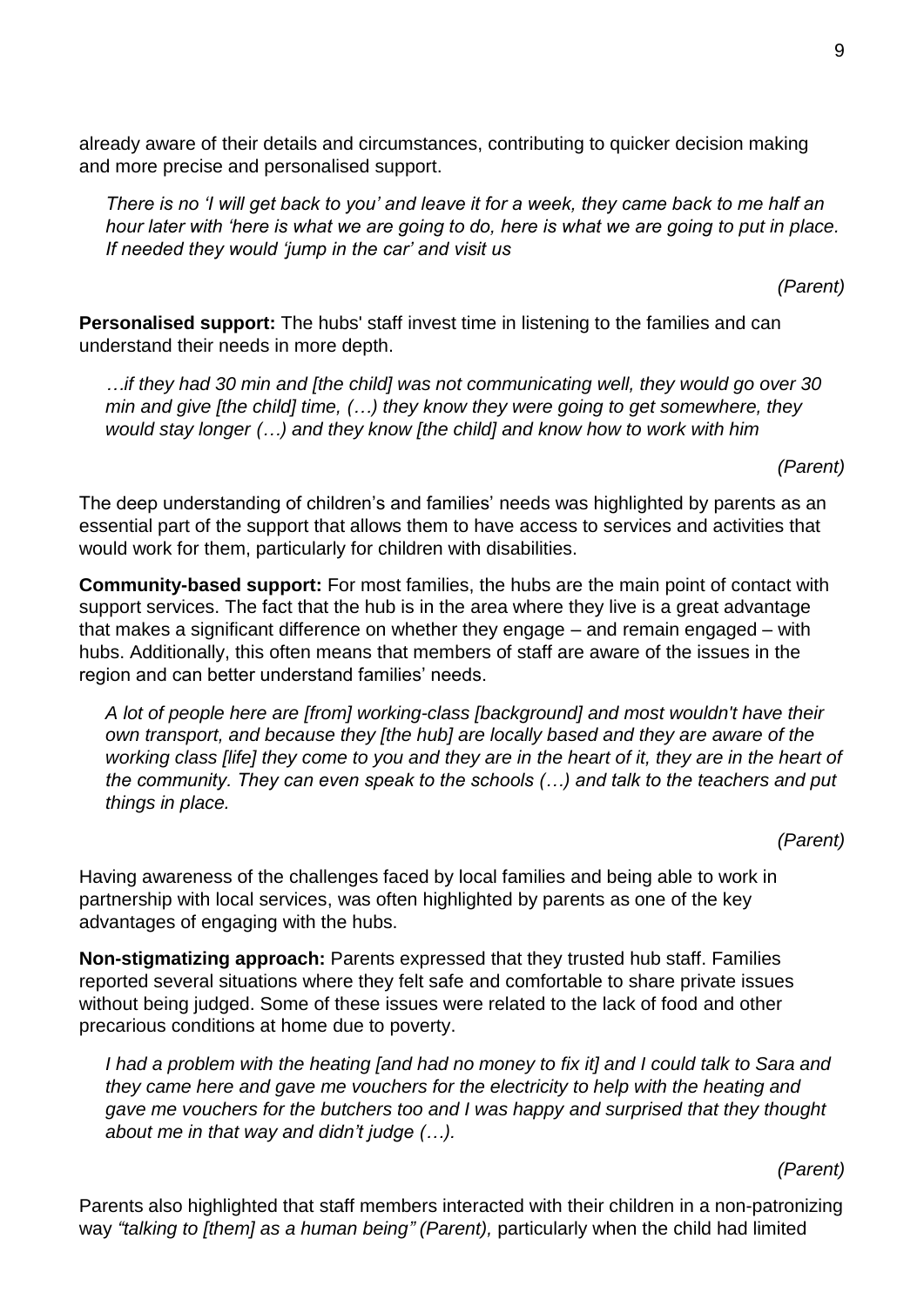already aware of their details and circumstances, contributing to quicker decision making and more precise and personalised support.

> *There is no 'I will get back to you' and leave it for a week, they came back to me half an hour later with 'here is what we are going to do, here is what we are going to put in place. If needed they would 'jump in the car' and visit us*
>
> *(Parent)*

**Personalised support:** The hubs' staff invest time in listening to the families and can understand their needs in more depth.

> *…if they had 30 min and [the child] was not communicating well, they would go over 30 min and give [the child] time, (…) they know they were going to get somewhere, they would stay longer (…) and they know [the child] and know how to work with him*
>
> *(Parent)*

The deep understanding of children's and families' needs was highlighted by parents as an essential part of the support that allows them to have access to services and activities that would work for them, particularly for children with disabilities.

**Community-based support:** For most families, the hubs are the main point of contact with support services. The fact that the hub is in the area where they live is a great advantage that makes a significant difference on whether they engage – and remain engaged – with hubs. Additionally, this often means that members of staff are aware of the issues in the region and can better understand families' needs.

> *A lot of people here are [from] working-class [background] and most wouldn't have their own transport, and because they [the hub] are locally based and they are aware of the working class [life] they come to you and they are in the heart of it, they are in the heart of the community. They can even speak to the schools (…) and talk to the teachers and put things in place.*
>
> *(Parent)*

Having awareness of the challenges faced by local families and being able to work in partnership with local services, was often highlighted by parents as one of the key advantages of engaging with the hubs.

**Non-stigmatizing approach:** Parents expressed that they trusted hub staff. Families reported several situations where they felt safe and comfortable to share private issues without being judged. Some of these issues were related to the lack of food and other precarious conditions at home due to poverty.

> *I had a problem with the heating [and had no money to fix it] and I could talk to Sara and they came here and gave me vouchers for the electricity to help with the heating and gave me vouchers for the butchers too and I was happy and surprised that they thought about me in that way and didn't judge (…).*
>
> *(Parent)*

Parents also highlighted that staff members interacted with their children in a non-patronizing way *"talking to [them] as a human being" (Parent),* particularly when the child had limited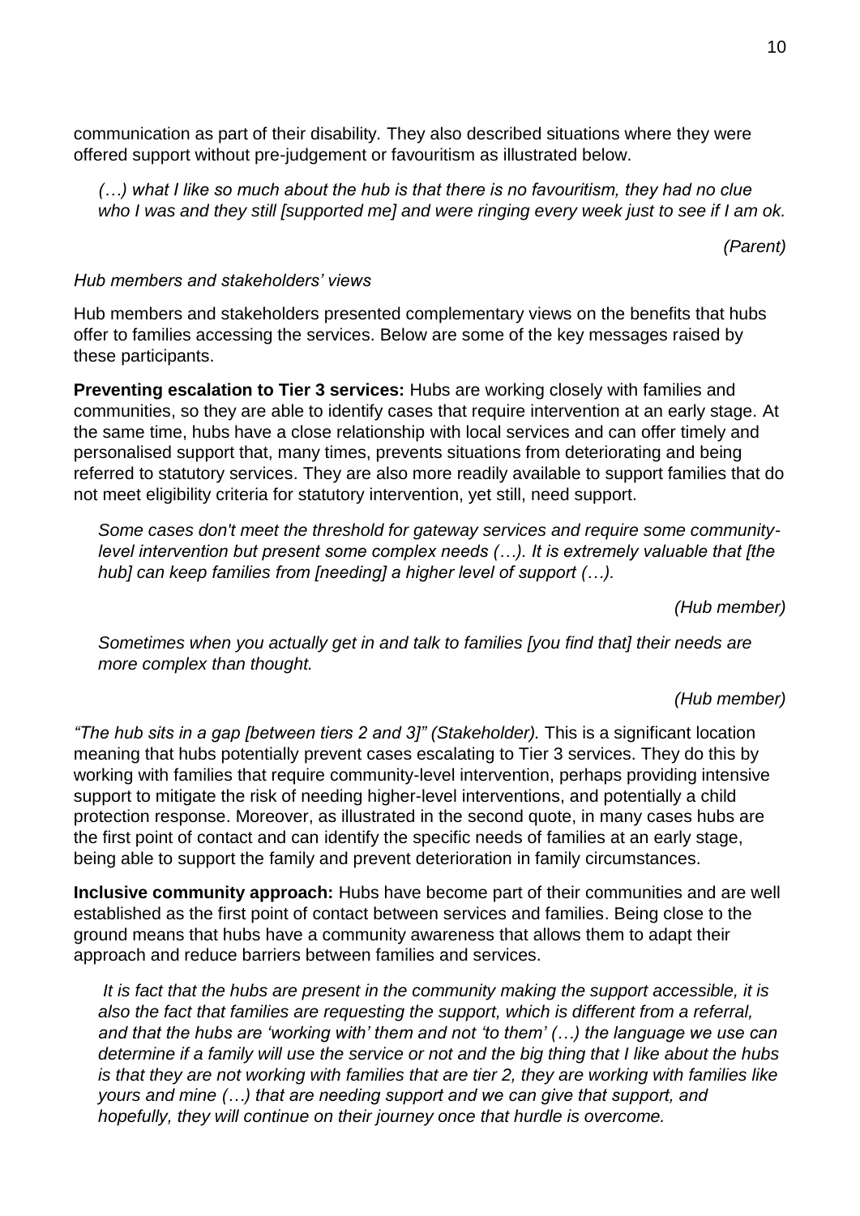communication as part of their disability. They also described situations where they were offered support without pre-judgement or favouritism as illustrated below.

> *(…) what I like so much about the hub is that there is no favouritism, they had no clue who I was and they still [supported me] and were ringing every week just to see if I am ok.*
>
> *(Parent)*

*Hub members and stakeholders' views*

Hub members and stakeholders presented complementary views on the benefits that hubs offer to families accessing the services. Below are some of the key messages raised by these participants.

**Preventing escalation to Tier 3 services:** Hubs are working closely with families and communities, so they are able to identify cases that require intervention at an early stage. At the same time, hubs have a close relationship with local services and can offer timely and personalised support that, many times, prevents situations from deteriorating and being referred to statutory services. They are also more readily available to support families that do not meet eligibility criteria for statutory intervention, yet still, need support.

> *Some cases don't meet the threshold for gateway services and require some community-level intervention but present some complex needs (…). It is extremely valuable that [the hub] can keep families from [needing] a higher level of support (…).*
>
> *(Hub member)*

> *Sometimes when you actually get in and talk to families [you find that] their needs are more complex than thought.*
>
> *(Hub member)*

*"The hub sits in a gap [between tiers 2 and 3]" (Stakeholder).* This is a significant location meaning that hubs potentially prevent cases escalating to Tier 3 services. They do this by working with families that require community-level intervention, perhaps providing intensive support to mitigate the risk of needing higher-level interventions, and potentially a child protection response. Moreover, as illustrated in the second quote, in many cases hubs are the first point of contact and can identify the specific needs of families at an early stage, being able to support the family and prevent deterioration in family circumstances.

**Inclusive community approach:** Hubs have become part of their communities and are well established as the first point of contact between services and families. Being close to the ground means that hubs have a community awareness that allows them to adapt their approach and reduce barriers between families and services.

> *It is fact that the hubs are present in the community making the support accessible, it is also the fact that families are requesting the support, which is different from a referral, and that the hubs are 'working with' them and not 'to them' (…) the language we use can determine if a family will use the service or not and the big thing that I like about the hubs is that they are not working with families that are tier 2, they are working with families like yours and mine (…) that are needing support and we can give that support, and hopefully, they will continue on their journey once that hurdle is overcome.*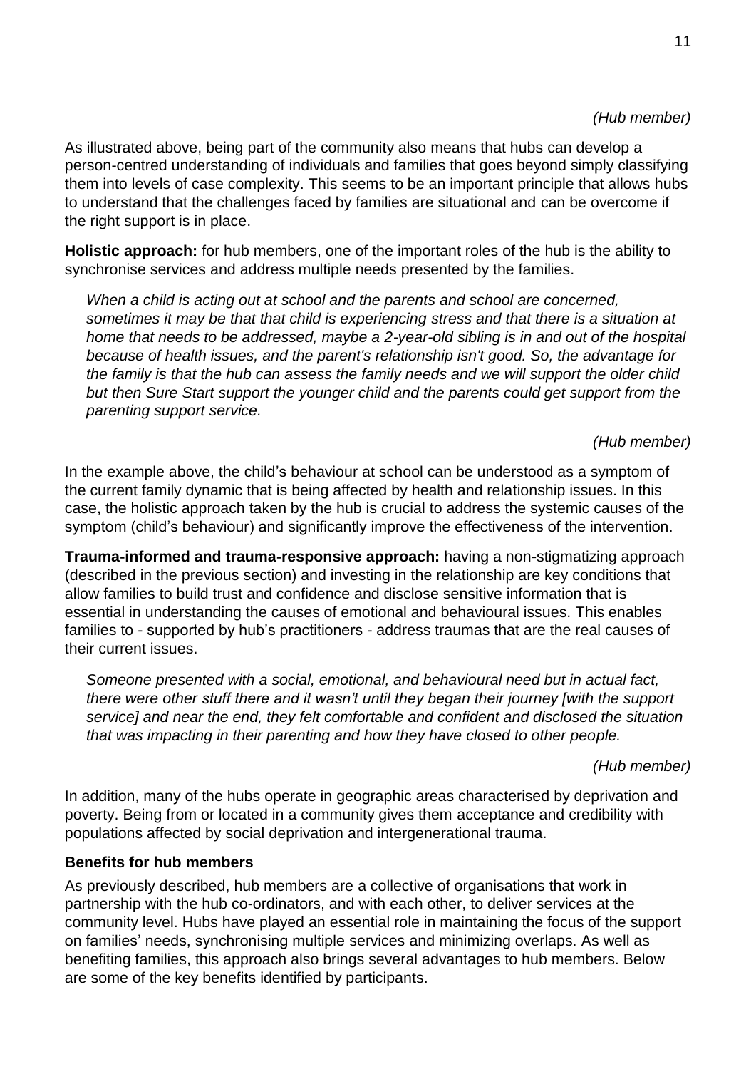*(Hub member)*

As illustrated above, being part of the community also means that hubs can develop a person-centred understanding of individuals and families that goes beyond simply classifying them into levels of case complexity. This seems to be an important principle that allows hubs to understand that the challenges faced by families are situational and can be overcome if the right support is in place.

**Holistic approach:** for hub members, one of the important roles of the hub is the ability to synchronise services and address multiple needs presented by the families.

> *When a child is acting out at school and the parents and school are concerned, sometimes it may be that that child is experiencing stress and that there is a situation at home that needs to be addressed, maybe a 2-year-old sibling is in and out of the hospital because of health issues, and the parent's relationship isn't good. So, the advantage for the family is that the hub can assess the family needs and we will support the older child but then Sure Start support the younger child and the parents could get support from the parenting support service.*
>
> *(Hub member)*

In the example above, the child's behaviour at school can be understood as a symptom of the current family dynamic that is being affected by health and relationship issues. In this case, the holistic approach taken by the hub is crucial to address the systemic causes of the symptom (child's behaviour) and significantly improve the effectiveness of the intervention.

**Trauma-informed and trauma-responsive approach:** having a non-stigmatizing approach (described in the previous section) and investing in the relationship are key conditions that allow families to build trust and confidence and disclose sensitive information that is essential in understanding the causes of emotional and behavioural issues. This enables families to - supported by hub's practitioners - address traumas that are the real causes of their current issues.

> *Someone presented with a social, emotional, and behavioural need but in actual fact, there were other stuff there and it wasn't until they began their journey [with the support service] and near the end, they felt comfortable and confident and disclosed the situation that was impacting in their parenting and how they have closed to other people.*
>
> *(Hub member)*

In addition, many of the hubs operate in geographic areas characterised by deprivation and poverty. Being from or located in a community gives them acceptance and credibility with populations affected by social deprivation and intergenerational trauma.

### Benefits for hub members

As previously described, hub members are a collective of organisations that work in partnership with the hub co-ordinators, and with each other, to deliver services at the community level. Hubs have played an essential role in maintaining the focus of the support on families' needs, synchronising multiple services and minimizing overlaps. As well as benefiting families, this approach also brings several advantages to hub members. Below are some of the key benefits identified by participants.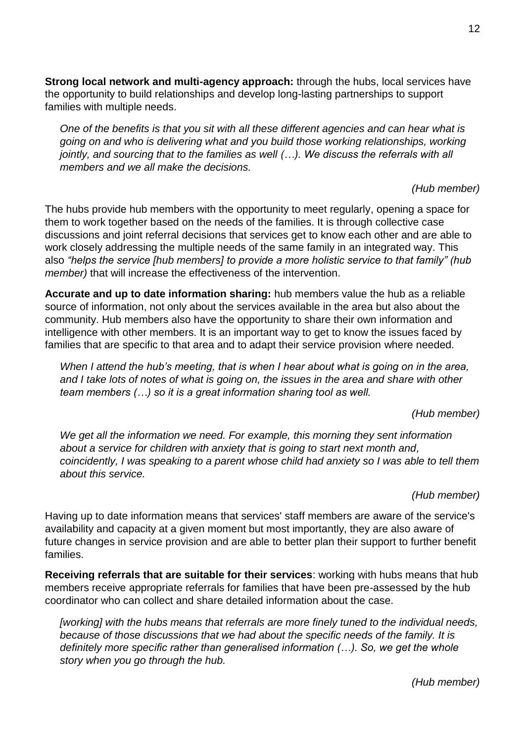**Strong local network and multi-agency approach:** through the hubs, local services have the opportunity to build relationships and develop long-lasting partnerships to support families with multiple needs.

> *One of the benefits is that you sit with all these different agencies and can hear what is going on and who is delivering what and you build those working relationships, working jointly, and sourcing that to the families as well (…). We discuss the referrals with all members and we all make the decisions.*
>
> *(Hub member)*

The hubs provide hub members with the opportunity to meet regularly, opening a space for them to work together based on the needs of the families. It is through collective case discussions and joint referral decisions that services get to know each other and are able to work closely addressing the multiple needs of the same family in an integrated way. This also *"helps the service [hub members] to provide a more holistic service to that family" (hub member)* that will increase the effectiveness of the intervention.

**Accurate and up to date information sharing:** hub members value the hub as a reliable source of information, not only about the services available in the area but also about the community. Hub members also have the opportunity to share their own information and intelligence with other members. It is an important way to get to know the issues faced by families that are specific to that area and to adapt their service provision where needed.

> *When I attend the hub's meeting, that is when I hear about what is going on in the area, and I take lots of notes of what is going on, the issues in the area and share with other team members (…) so it is a great information sharing tool as well.*
>
> *(Hub member)*

> *We get all the information we need. For example, this morning they sent information about a service for children with anxiety that is going to start next month and, coincidently, I was speaking to a parent whose child had anxiety so I was able to tell them about this service.*
>
> *(Hub member)*

Having up to date information means that services' staff members are aware of the service's availability and capacity at a given moment but most importantly, they are also aware of future changes in service provision and are able to better plan their support to further benefit families.

**Receiving referrals that are suitable for their services**: working with hubs means that hub members receive appropriate referrals for families that have been pre-assessed by the hub coordinator who can collect and share detailed information about the case.

> *[working] with the hubs means that referrals are more finely tuned to the individual needs, because of those discussions that we had about the specific needs of the family. It is definitely more specific rather than generalised information (…). So, we get the whole story when you go through the hub.*
>
> *(Hub member)*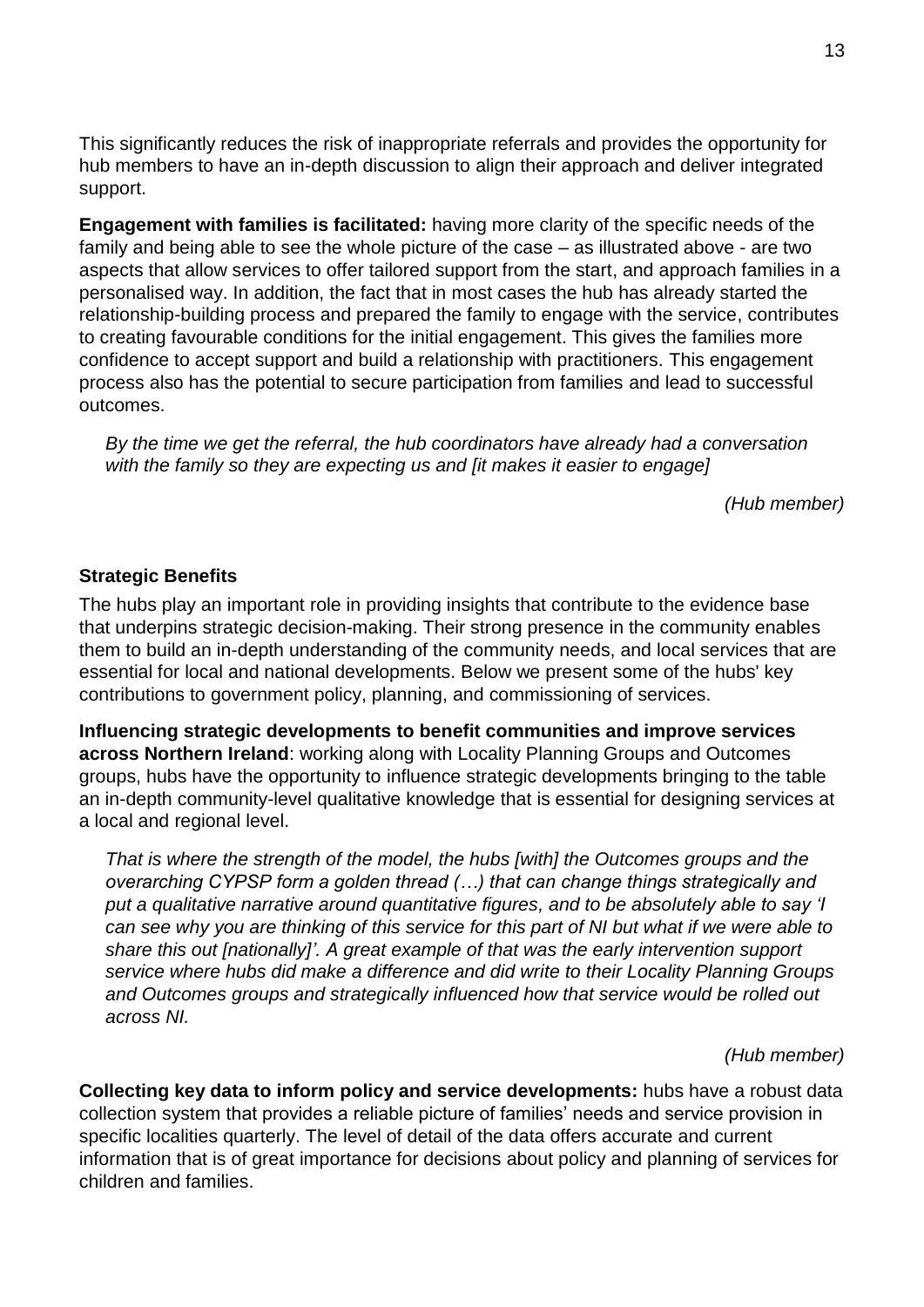This significantly reduces the risk of inappropriate referrals and provides the opportunity for hub members to have an in-depth discussion to align their approach and deliver integrated support.

**Engagement with families is facilitated:** having more clarity of the specific needs of the family and being able to see the whole picture of the case – as illustrated above - are two aspects that allow services to offer tailored support from the start, and approach families in a personalised way. In addition, the fact that in most cases the hub has already started the relationship-building process and prepared the family to engage with the service, contributes to creating favourable conditions for the initial engagement. This gives the families more confidence to accept support and build a relationship with practitioners. This engagement process also has the potential to secure participation from families and lead to successful outcomes.

> *By the time we get the referral, the hub coordinators have already had a conversation with the family so they are expecting us and [it makes it easier to engage]*
>
> *(Hub member)*

**Strategic Benefits**

The hubs play an important role in providing insights that contribute to the evidence base that underpins strategic decision-making. Their strong presence in the community enables them to build an in-depth understanding of the community needs, and local services that are essential for local and national developments. Below we present some of the hubs' key contributions to government policy, planning, and commissioning of services.

**Influencing strategic developments to benefit communities and improve services across Northern Ireland**: working along with Locality Planning Groups and Outcomes groups, hubs have the opportunity to influence strategic developments bringing to the table an in-depth community-level qualitative knowledge that is essential for designing services at a local and regional level.

> *That is where the strength of the model, the hubs [with] the Outcomes groups and the overarching CYPSP form a golden thread (…) that can change things strategically and put a qualitative narrative around quantitative figures, and to be absolutely able to say 'I can see why you are thinking of this service for this part of NI but what if we were able to share this out [nationally]'. A great example of that was the early intervention support service where hubs did make a difference and did write to their Locality Planning Groups and Outcomes groups and strategically influenced how that service would be rolled out across NI.*
>
> *(Hub member)*

**Collecting key data to inform policy and service developments:** hubs have a robust data collection system that provides a reliable picture of families' needs and service provision in specific localities quarterly. The level of detail of the data offers accurate and current information that is of great importance for decisions about policy and planning of services for children and families.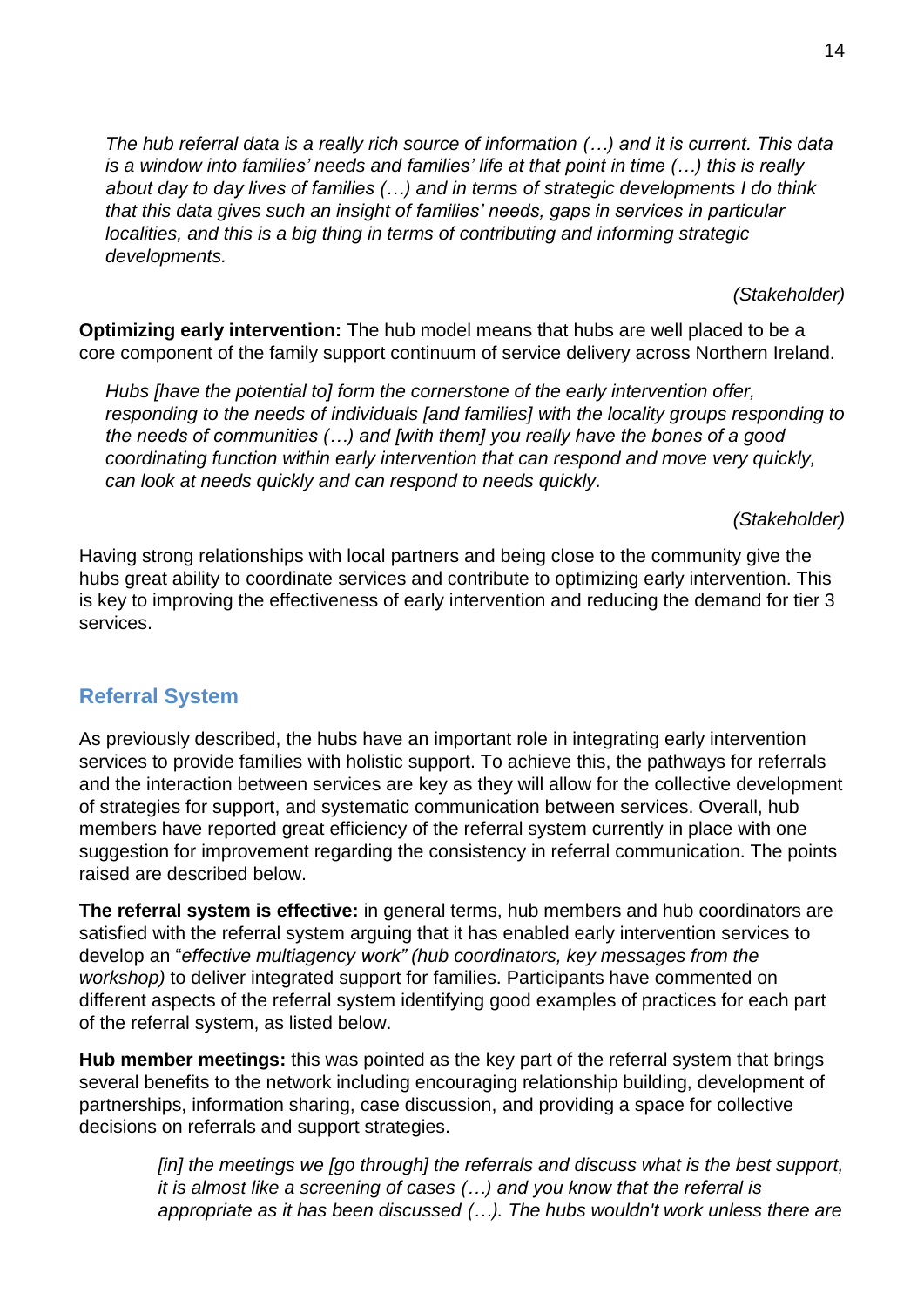*The hub referral data is a really rich source of information (…) and it is current. This data is a window into families' needs and families' life at that point in time (…) this is really about day to day lives of families (…) and in terms of strategic developments I do think that this data gives such an insight of families' needs, gaps in services in particular localities, and this is a big thing in terms of contributing and informing strategic developments.*

*(Stakeholder)*

**Optimizing early intervention:** The hub model means that hubs are well placed to be a core component of the family support continuum of service delivery across Northern Ireland.

*Hubs [have the potential to] form the cornerstone of the early intervention offer, responding to the needs of individuals [and families] with the locality groups responding to the needs of communities (…) and [with them] you really have the bones of a good coordinating function within early intervention that can respond and move very quickly, can look at needs quickly and can respond to needs quickly.*

*(Stakeholder)*

Having strong relationships with local partners and being close to the community give the hubs great ability to coordinate services and contribute to optimizing early intervention. This is key to improving the effectiveness of early intervention and reducing the demand for tier 3 services.

## Referral System

As previously described, the hubs have an important role in integrating early intervention services to provide families with holistic support. To achieve this, the pathways for referrals and the interaction between services are key as they will allow for the collective development of strategies for support, and systematic communication between services. Overall, hub members have reported great efficiency of the referral system currently in place with one suggestion for improvement regarding the consistency in referral communication. The points raised are described below.

**The referral system is effective:** in general terms, hub members and hub coordinators are satisfied with the referral system arguing that it has enabled early intervention services to develop an "*effective multiagency work" (hub coordinators, key messages from the workshop)* to deliver integrated support for families. Participants have commented on different aspects of the referral system identifying good examples of practices for each part of the referral system, as listed below.

**Hub member meetings:** this was pointed as the key part of the referral system that brings several benefits to the network including encouraging relationship building, development of partnerships, information sharing, case discussion, and providing a space for collective decisions on referrals and support strategies.

> *[in] the meetings we [go through] the referrals and discuss what is the best support, it is almost like a screening of cases (…) and you know that the referral is appropriate as it has been discussed (…). The hubs wouldn't work unless there are*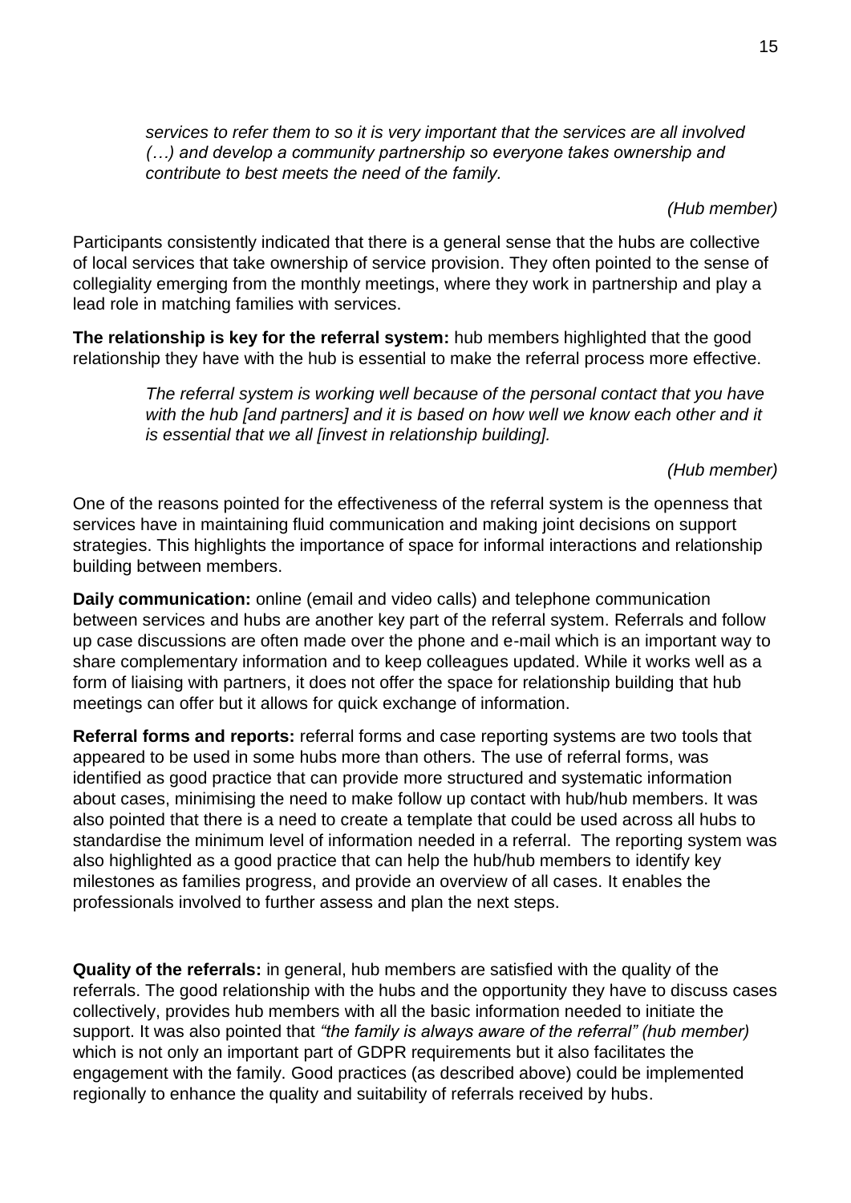> *services to refer them to so it is very important that the services are all involved (…) and develop a community partnership so everyone takes ownership and contribute to best meets the need of the family.*
>
> *(Hub member)*

Participants consistently indicated that there is a general sense that the hubs are collective of local services that take ownership of service provision. They often pointed to the sense of collegiality emerging from the monthly meetings, where they work in partnership and play a lead role in matching families with services.

**The relationship is key for the referral system:** hub members highlighted that the good relationship they have with the hub is essential to make the referral process more effective.

> *The referral system is working well because of the personal contact that you have with the hub [and partners] and it is based on how well we know each other and it is essential that we all [invest in relationship building].*
>
> *(Hub member)*

One of the reasons pointed for the effectiveness of the referral system is the openness that services have in maintaining fluid communication and making joint decisions on support strategies. This highlights the importance of space for informal interactions and relationship building between members.

**Daily communication:** online (email and video calls) and telephone communication between services and hubs are another key part of the referral system. Referrals and follow up case discussions are often made over the phone and e-mail which is an important way to share complementary information and to keep colleagues updated. While it works well as a form of liaising with partners, it does not offer the space for relationship building that hub meetings can offer but it allows for quick exchange of information.

**Referral forms and reports:** referral forms and case reporting systems are two tools that appeared to be used in some hubs more than others. The use of referral forms, was identified as good practice that can provide more structured and systematic information about cases, minimising the need to make follow up contact with hub/hub members. It was also pointed that there is a need to create a template that could be used across all hubs to standardise the minimum level of information needed in a referral. The reporting system was also highlighted as a good practice that can help the hub/hub members to identify key milestones as families progress, and provide an overview of all cases. It enables the professionals involved to further assess and plan the next steps.

**Quality of the referrals:** in general, hub members are satisfied with the quality of the referrals. The good relationship with the hubs and the opportunity they have to discuss cases collectively, provides hub members with all the basic information needed to initiate the support. It was also pointed that *"the family is always aware of the referral" (hub member)* which is not only an important part of GDPR requirements but it also facilitates the engagement with the family. Good practices (as described above) could be implemented regionally to enhance the quality and suitability of referrals received by hubs.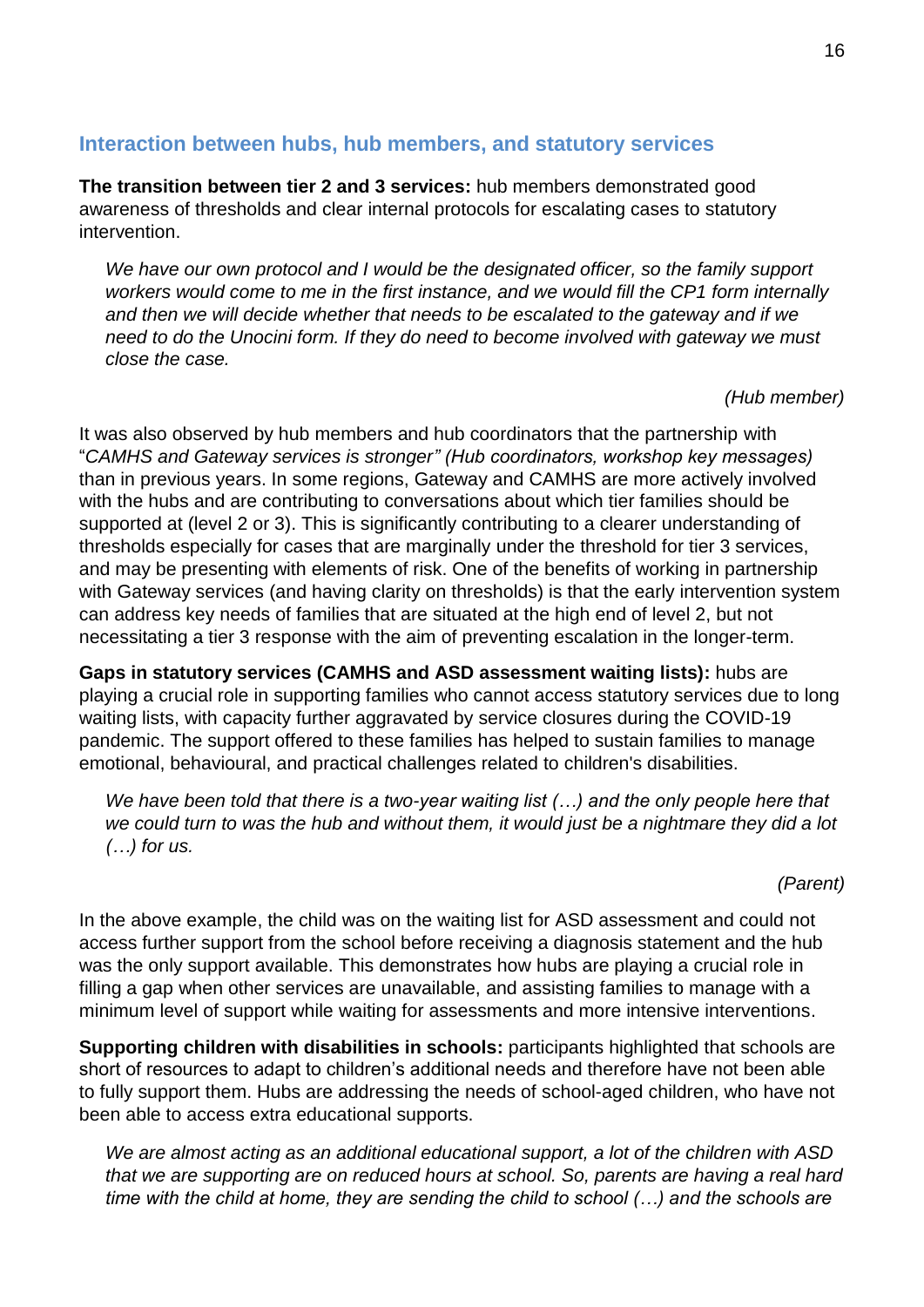## Interaction between hubs, hub members, and statutory services

**The transition between tier 2 and 3 services:** hub members demonstrated good awareness of thresholds and clear internal protocols for escalating cases to statutory intervention.

> *We have our own protocol and I would be the designated officer, so the family support workers would come to me in the first instance, and we would fill the CP1 form internally and then we will decide whether that needs to be escalated to the gateway and if we need to do the Unocini form. If they do need to become involved with gateway we must close the case.*
>
> *(Hub member)*

It was also observed by hub members and hub coordinators that the partnership with "*CAMHS and Gateway services is stronger" (Hub coordinators, workshop key messages)* than in previous years. In some regions, Gateway and CAMHS are more actively involved with the hubs and are contributing to conversations about which tier families should be supported at (level 2 or 3). This is significantly contributing to a clearer understanding of thresholds especially for cases that are marginally under the threshold for tier 3 services, and may be presenting with elements of risk. One of the benefits of working in partnership with Gateway services (and having clarity on thresholds) is that the early intervention system can address key needs of families that are situated at the high end of level 2, but not necessitating a tier 3 response with the aim of preventing escalation in the longer-term.

**Gaps in statutory services (CAMHS and ASD assessment waiting lists):** hubs are playing a crucial role in supporting families who cannot access statutory services due to long waiting lists, with capacity further aggravated by service closures during the COVID-19 pandemic. The support offered to these families has helped to sustain families to manage emotional, behavioural, and practical challenges related to children's disabilities.

> *We have been told that there is a two-year waiting list (…) and the only people here that we could turn to was the hub and without them, it would just be a nightmare they did a lot (…) for us.*
>
> *(Parent)*

In the above example, the child was on the waiting list for ASD assessment and could not access further support from the school before receiving a diagnosis statement and the hub was the only support available. This demonstrates how hubs are playing a crucial role in filling a gap when other services are unavailable, and assisting families to manage with a minimum level of support while waiting for assessments and more intensive interventions.

**Supporting children with disabilities in schools:** participants highlighted that schools are short of resources to adapt to children's additional needs and therefore have not been able to fully support them. Hubs are addressing the needs of school-aged children, who have not been able to access extra educational supports.

> *We are almost acting as an additional educational support, a lot of the children with ASD that we are supporting are on reduced hours at school. So, parents are having a real hard time with the child at home, they are sending the child to school (…) and the schools are*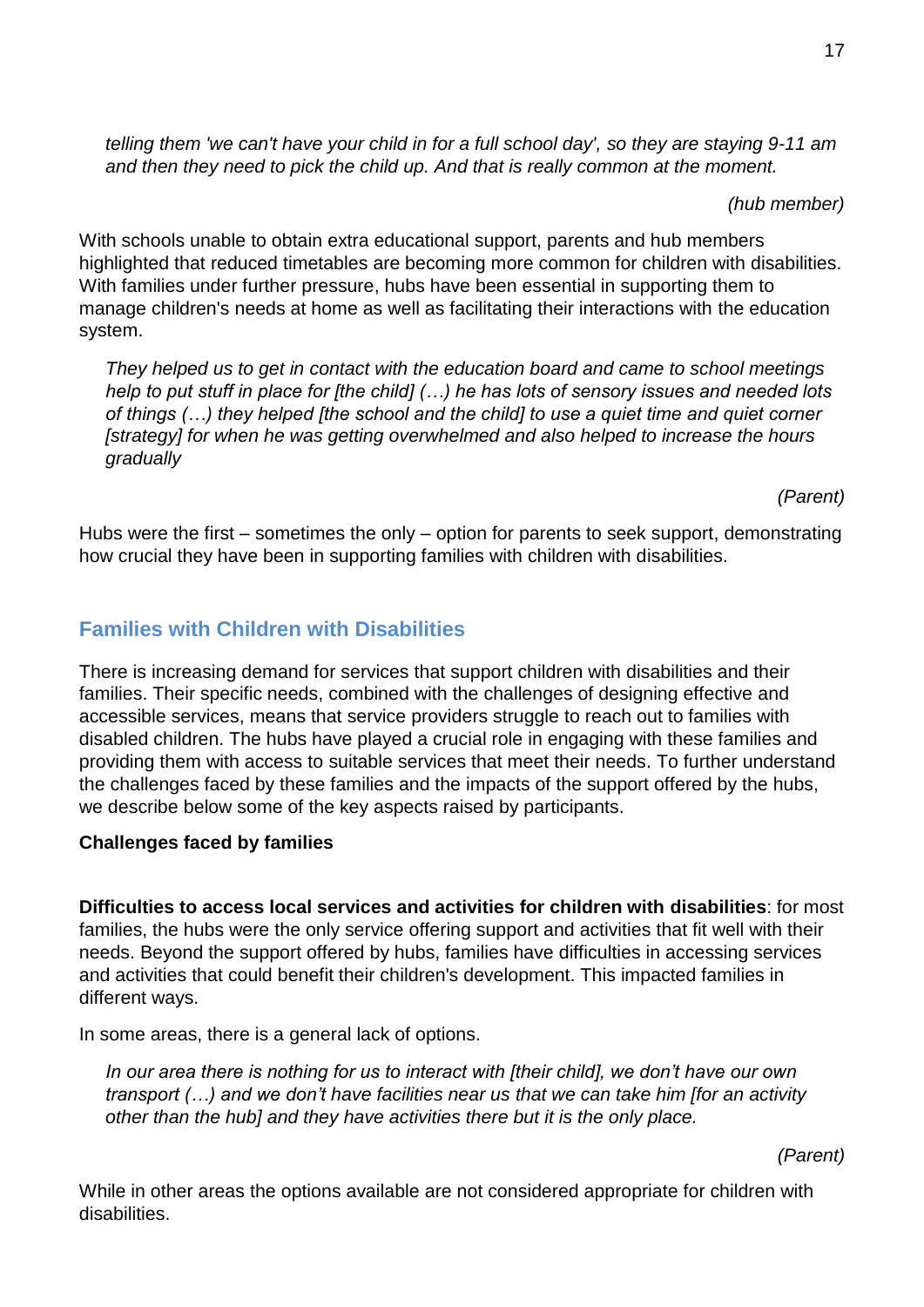*telling them 'we can't have your child in for a full school day', so they are staying 9-11 am and then they need to pick the child up. And that is really common at the moment.*

*(hub member)*

With schools unable to obtain extra educational support, parents and hub members highlighted that reduced timetables are becoming more common for children with disabilities. With families under further pressure, hubs have been essential in supporting them to manage children's needs at home as well as facilitating their interactions with the education system.

*They helped us to get in contact with the education board and came to school meetings help to put stuff in place for [the child] (…) he has lots of sensory issues and needed lots of things (…) they helped [the school and the child] to use a quiet time and quiet corner [strategy] for when he was getting overwhelmed and also helped to increase the hours gradually*

*(Parent)*

Hubs were the first – sometimes the only – option for parents to seek support, demonstrating how crucial they have been in supporting families with children with disabilities.

## Families with Children with Disabilities

There is increasing demand for services that support children with disabilities and their families. Their specific needs, combined with the challenges of designing effective and accessible services, means that service providers struggle to reach out to families with disabled children. The hubs have played a crucial role in engaging with these families and providing them with access to suitable services that meet their needs. To further understand the challenges faced by these families and the impacts of the support offered by the hubs, we describe below some of the key aspects raised by participants.

### Challenges faced by families

**Difficulties to access local services and activities for children with disabilities**: for most families, the hubs were the only service offering support and activities that fit well with their needs. Beyond the support offered by hubs, families have difficulties in accessing services and activities that could benefit their children's development. This impacted families in different ways.

In some areas, there is a general lack of options.

*In our area there is nothing for us to interact with [their child], we don't have our own transport (…) and we don't have facilities near us that we can take him [for an activity other than the hub] and they have activities there but it is the only place.*

*(Parent)*

While in other areas the options available are not considered appropriate for children with disabilities.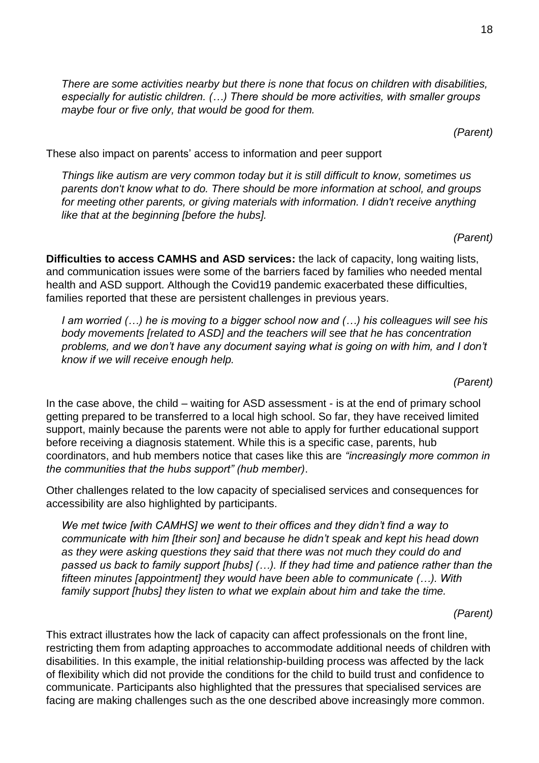*There are some activities nearby but there is none that focus on children with disabilities, especially for autistic children. (…) There should be more activities, with smaller groups maybe four or five only, that would be good for them.*

*(Parent)*

These also impact on parents' access to information and peer support

*Things like autism are very common today but it is still difficult to know, sometimes us parents don't know what to do. There should be more information at school, and groups for meeting other parents, or giving materials with information. I didn't receive anything like that at the beginning [before the hubs].*

*(Parent)*

**Difficulties to access CAMHS and ASD services:** the lack of capacity, long waiting lists, and communication issues were some of the barriers faced by families who needed mental health and ASD support. Although the Covid19 pandemic exacerbated these difficulties, families reported that these are persistent challenges in previous years.

*I am worried (…) he is moving to a bigger school now and (…) his colleagues will see his body movements [related to ASD] and the teachers will see that he has concentration problems, and we don't have any document saying what is going on with him, and I don't know if we will receive enough help.*

*(Parent)*

In the case above, the child – waiting for ASD assessment - is at the end of primary school getting prepared to be transferred to a local high school. So far, they have received limited support, mainly because the parents were not able to apply for further educational support before receiving a diagnosis statement. While this is a specific case, parents, hub coordinators, and hub members notice that cases like this are *"increasingly more common in the communities that the hubs support" (hub member)*.

Other challenges related to the low capacity of specialised services and consequences for accessibility are also highlighted by participants.

*We met twice [with CAMHS] we went to their offices and they didn't find a way to communicate with him [their son] and because he didn't speak and kept his head down as they were asking questions they said that there was not much they could do and passed us back to family support [hubs] (…). If they had time and patience rather than the fifteen minutes [appointment] they would have been able to communicate (…). With family support [hubs] they listen to what we explain about him and take the time.*

*(Parent)*

This extract illustrates how the lack of capacity can affect professionals on the front line, restricting them from adapting approaches to accommodate additional needs of children with disabilities. In this example, the initial relationship-building process was affected by the lack of flexibility which did not provide the conditions for the child to build trust and confidence to communicate. Participants also highlighted that the pressures that specialised services are facing are making challenges such as the one described above increasingly more common.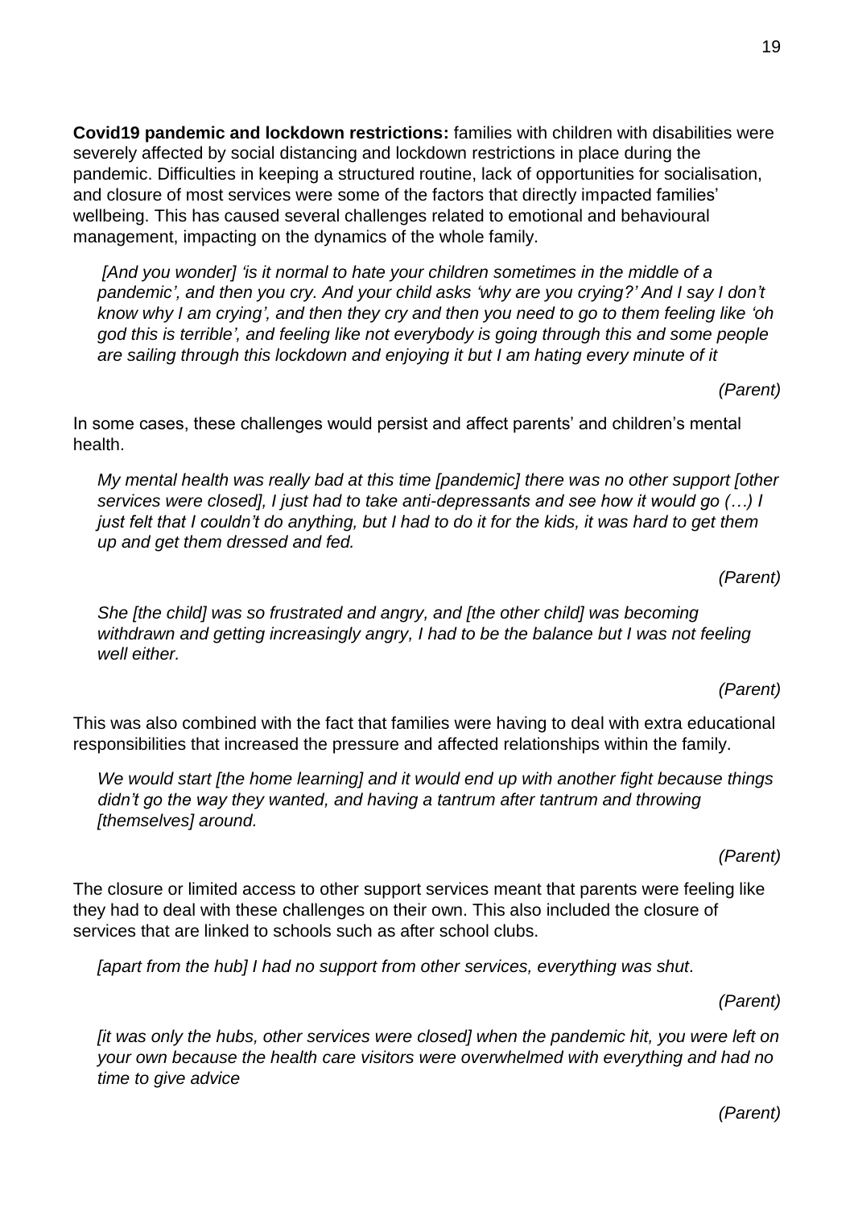**Covid19 pandemic and lockdown restrictions:** families with children with disabilities were severely affected by social distancing and lockdown restrictions in place during the pandemic. Difficulties in keeping a structured routine, lack of opportunities for socialisation, and closure of most services were some of the factors that directly impacted families' wellbeing. This has caused several challenges related to emotional and behavioural management, impacting on the dynamics of the whole family.

> *[And you wonder] 'is it normal to hate your children sometimes in the middle of a pandemic', and then you cry. And your child asks 'why are you crying?' And I say I don't know why I am crying', and then they cry and then you need to go to them feeling like 'oh god this is terrible', and feeling like not everybody is going through this and some people are sailing through this lockdown and enjoying it but I am hating every minute of it*
>
> *(Parent)*

In some cases, these challenges would persist and affect parents' and children's mental health.

> *My mental health was really bad at this time [pandemic] there was no other support [other services were closed], I just had to take anti-depressants and see how it would go (…) I just felt that I couldn't do anything, but I had to do it for the kids, it was hard to get them up and get them dressed and fed.*
>
> *(Parent)*

> *She [the child] was so frustrated and angry, and [the other child] was becoming withdrawn and getting increasingly angry, I had to be the balance but I was not feeling well either.*
>
> *(Parent)*

This was also combined with the fact that families were having to deal with extra educational responsibilities that increased the pressure and affected relationships within the family.

> *We would start [the home learning] and it would end up with another fight because things didn't go the way they wanted, and having a tantrum after tantrum and throwing [themselves] around.*
>
> *(Parent)*

The closure or limited access to other support services meant that parents were feeling like they had to deal with these challenges on their own. This also included the closure of services that are linked to schools such as after school clubs.

> *[apart from the hub] I had no support from other services, everything was shut.*
>
> *(Parent)*

> *[it was only the hubs, other services were closed] when the pandemic hit, you were left on your own because the health care visitors were overwhelmed with everything and had no time to give advice*
>
> *(Parent)*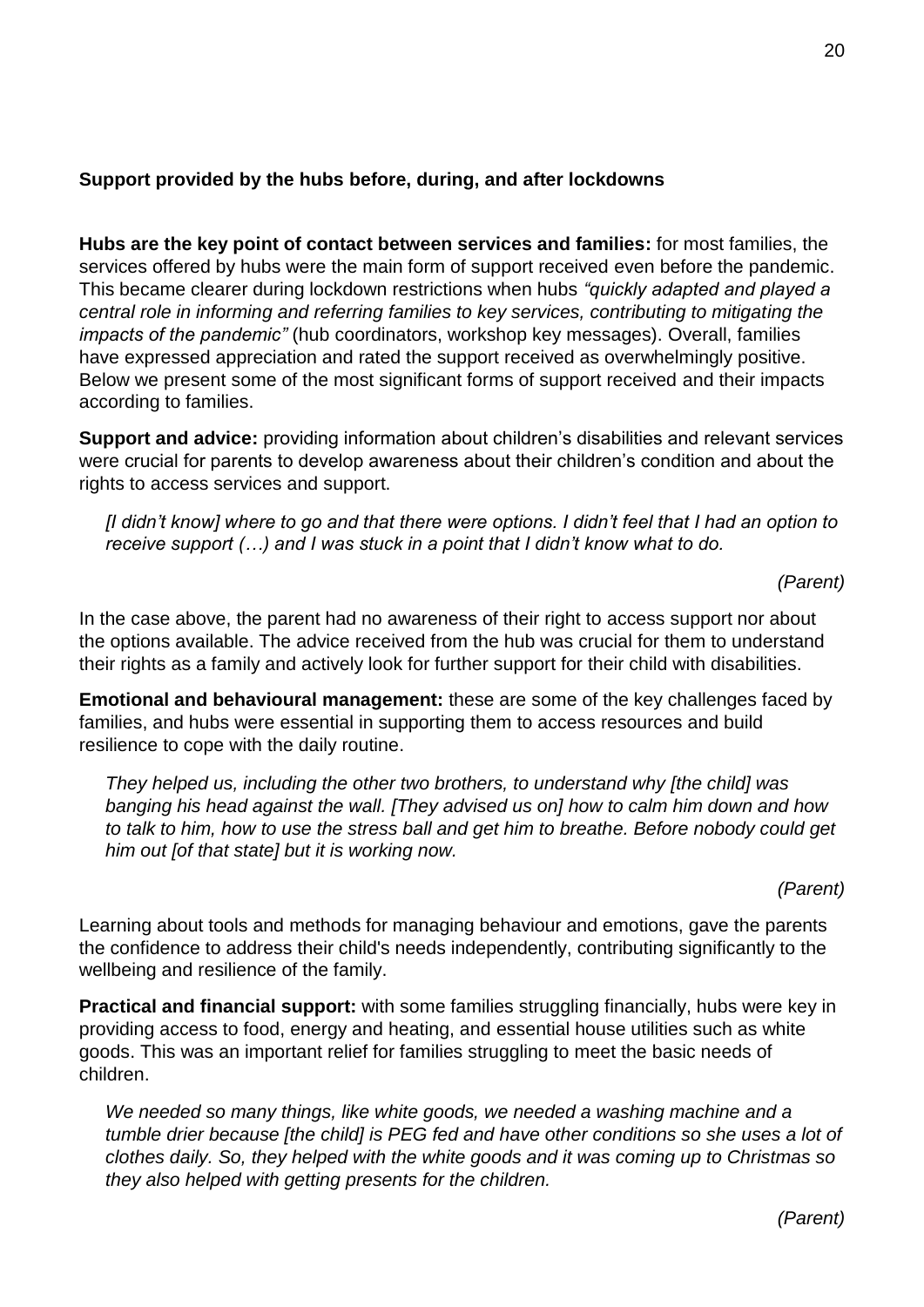**Support provided by the hubs before, during, and after lockdowns**

**Hubs are the key point of contact between services and families:** for most families, the services offered by hubs were the main form of support received even before the pandemic. This became clearer during lockdown restrictions when hubs *"quickly adapted and played a central role in informing and referring families to key services, contributing to mitigating the impacts of the pandemic"* (hub coordinators, workshop key messages). Overall, families have expressed appreciation and rated the support received as overwhelmingly positive. Below we present some of the most significant forms of support received and their impacts according to families.

**Support and advice:** providing information about children's disabilities and relevant services were crucial for parents to develop awareness about their children's condition and about the rights to access services and support.

> *[I didn't know] where to go and that there were options. I didn't feel that I had an option to receive support (…) and I was stuck in a point that I didn't know what to do.*
>
> *(Parent)*

In the case above, the parent had no awareness of their right to access support nor about the options available. The advice received from the hub was crucial for them to understand their rights as a family and actively look for further support for their child with disabilities.

**Emotional and behavioural management:** these are some of the key challenges faced by families, and hubs were essential in supporting them to access resources and build resilience to cope with the daily routine.

> *They helped us, including the other two brothers, to understand why [the child] was banging his head against the wall. [They advised us on] how to calm him down and how to talk to him, how to use the stress ball and get him to breathe. Before nobody could get him out [of that state] but it is working now.*
>
> *(Parent)*

Learning about tools and methods for managing behaviour and emotions, gave the parents the confidence to address their child's needs independently, contributing significantly to the wellbeing and resilience of the family.

**Practical and financial support:** with some families struggling financially, hubs were key in providing access to food, energy and heating, and essential house utilities such as white goods. This was an important relief for families struggling to meet the basic needs of children.

> *We needed so many things, like white goods, we needed a washing machine and a tumble drier because [the child] is PEG fed and have other conditions so she uses a lot of clothes daily. So, they helped with the white goods and it was coming up to Christmas so they also helped with getting presents for the children.*
>
> *(Parent)*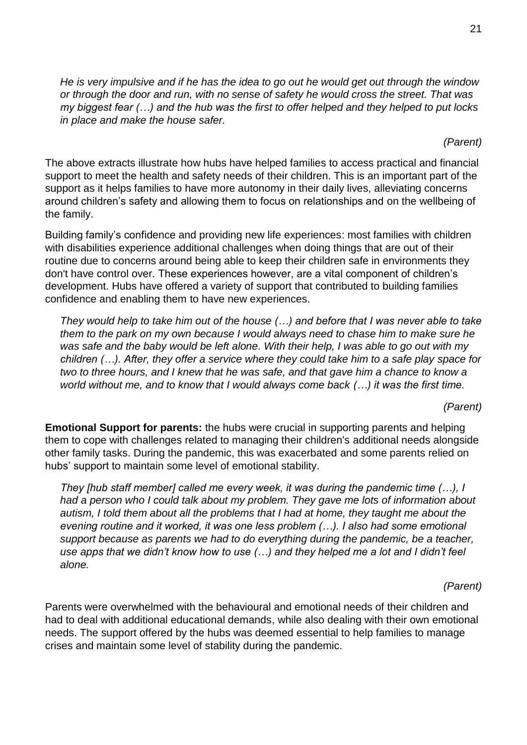*He is very impulsive and if he has the idea to go out he would get out through the window or through the door and run, with no sense of safety he would cross the street. That was my biggest fear (…) and the hub was the first to offer helped and they helped to put locks in place and make the house safer.*

*(Parent)*

The above extracts illustrate how hubs have helped families to access practical and financial support to meet the health and safety needs of their children. This is an important part of the support as it helps families to have more autonomy in their daily lives, alleviating concerns around children's safety and allowing them to focus on relationships and on the wellbeing of the family.

Building family's confidence and providing new life experiences: most families with children with disabilities experience additional challenges when doing things that are out of their routine due to concerns around being able to keep their children safe in environments they don't have control over. These experiences however, are a vital component of children's development. Hubs have offered a variety of support that contributed to building families confidence and enabling them to have new experiences.

*They would help to take him out of the house (…) and before that I was never able to take them to the park on my own because I would always need to chase him to make sure he was safe and the baby would be left alone. With their help, I was able to go out with my children (…). After, they offer a service where they could take him to a safe play space for two to three hours, and I knew that he was safe, and that gave him a chance to know a world without me, and to know that I would always come back (…) it was the first time.*

*(Parent)*

**Emotional Support for parents:** the hubs were crucial in supporting parents and helping them to cope with challenges related to managing their children's additional needs alongside other family tasks. During the pandemic, this was exacerbated and some parents relied on hubs' support to maintain some level of emotional stability.

*They [hub staff member] called me every week, it was during the pandemic time (…), I had a person who I could talk about my problem. They gave me lots of information about autism, I told them about all the problems that I had at home, they taught me about the evening routine and it worked, it was one less problem (…). I also had some emotional support because as parents we had to do everything during the pandemic, be a teacher, use apps that we didn't know how to use (…) and they helped me a lot and I didn't feel alone.*

*(Parent)*

Parents were overwhelmed with the behavioural and emotional needs of their children and had to deal with additional educational demands, while also dealing with their own emotional needs. The support offered by the hubs was deemed essential to help families to manage crises and maintain some level of stability during the pandemic.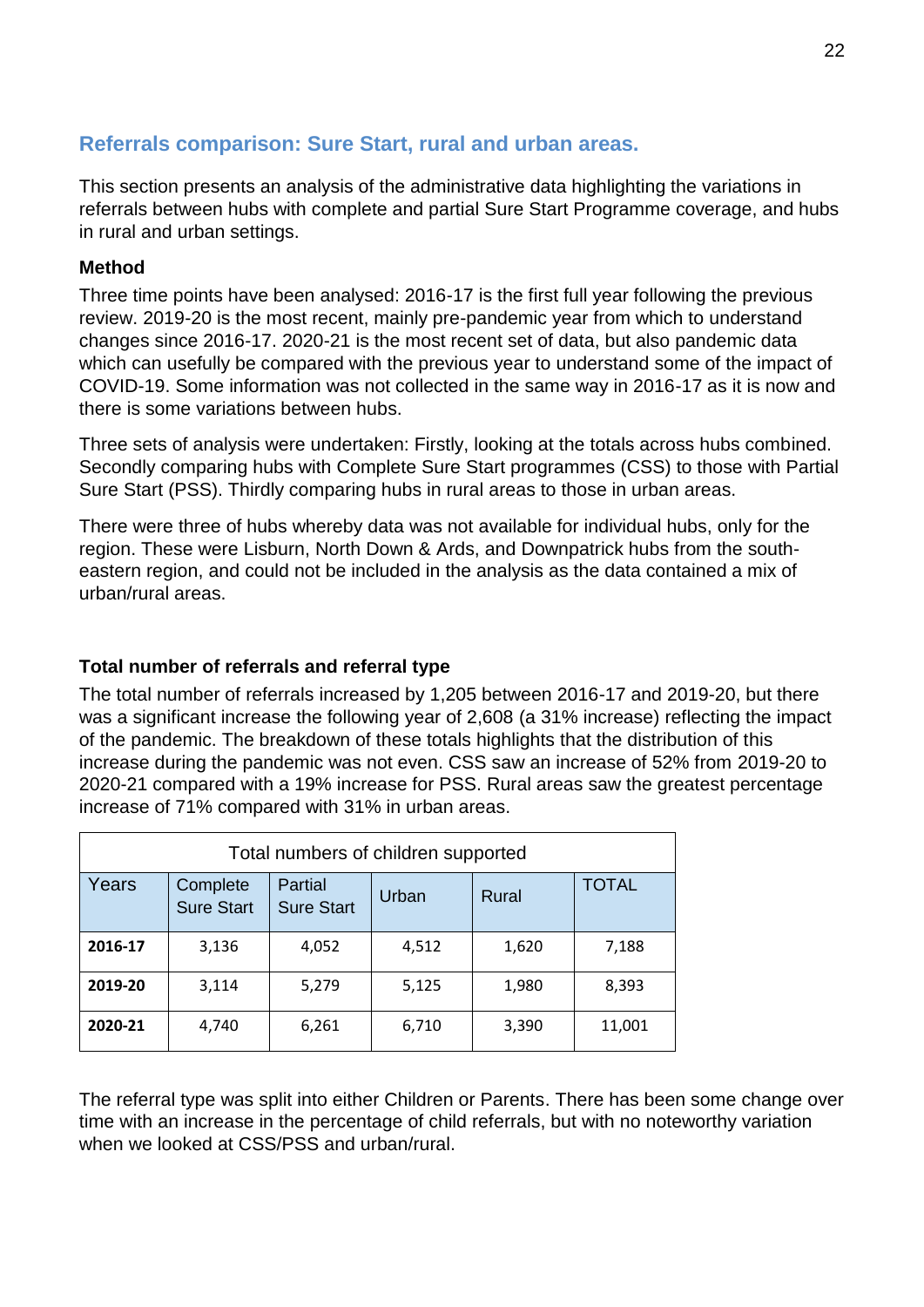## Referrals comparison: Sure Start, rural and urban areas.

This section presents an analysis of the administrative data highlighting the variations in referrals between hubs with complete and partial Sure Start Programme coverage, and hubs in rural and urban settings.

### Method

Three time points have been analysed: 2016-17 is the first full year following the previous review. 2019-20 is the most recent, mainly pre-pandemic year from which to understand changes since 2016-17. 2020-21 is the most recent set of data, but also pandemic data which can usefully be compared with the previous year to understand some of the impact of COVID-19. Some information was not collected in the same way in 2016-17 as it is now and there is some variations between hubs.

Three sets of analysis were undertaken: Firstly, looking at the totals across hubs combined. Secondly comparing hubs with Complete Sure Start programmes (CSS) to those with Partial Sure Start (PSS). Thirdly comparing hubs in rural areas to those in urban areas.

There were three of hubs whereby data was not available for individual hubs, only for the region. These were Lisburn, North Down & Ards, and Downpatrick hubs from the south-eastern region, and could not be included in the analysis as the data contained a mix of urban/rural areas.

### Total number of referrals and referral type

The total number of referrals increased by 1,205 between 2016-17 and 2019-20, but there was a significant increase the following year of 2,608 (a 31% increase) reflecting the impact of the pandemic. The breakdown of these totals highlights that the distribution of this increase during the pandemic was not even. CSS saw an increase of 52% from 2019-20 to 2020-21 compared with a 19% increase for PSS. Rural areas saw the greatest percentage increase of 71% compared with 31% in urban areas.

| Total numbers of children supported | | | | | |
|---|---|---|---|---|---|
| Years | Complete Sure Start | Partial Sure Start | Urban | Rural | TOTAL |
| **2016-17** | 3,136 | 4,052 | 4,512 | 1,620 | 7,188 |
| **2019-20** | 3,114 | 5,279 | 5,125 | 1,980 | 8,393 |
| **2020-21** | 4,740 | 6,261 | 6,710 | 3,390 | 11,001 |

The referral type was split into either Children or Parents. There has been some change over time with an increase in the percentage of child referrals, but with no noteworthy variation when we looked at CSS/PSS and urban/rural.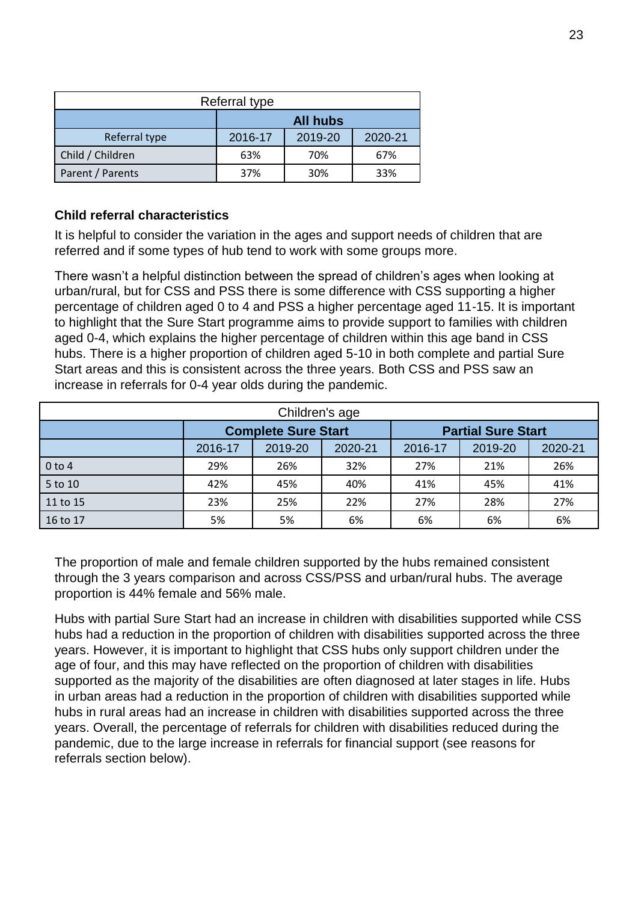| Referral type | | | |
|---|---|---|---|
| | **All hubs** | | |
| Referral type | 2016-17 | 2019-20 | 2020-21 |
| Child / Children | 63% | 70% | 67% |
| Parent / Parents | 37% | 30% | 33% |

### Child referral characteristics

It is helpful to consider the variation in the ages and support needs of children that are referred and if some types of hub tend to work with some groups more.

There wasn't a helpful distinction between the spread of children's ages when looking at urban/rural, but for CSS and PSS there is some difference with CSS supporting a higher percentage of children aged 0 to 4 and PSS a higher percentage aged 11-15. It is important to highlight that the Sure Start programme aims to provide support to families with children aged 0-4, which explains the higher percentage of children within this age band in CSS hubs. There is a higher proportion of children aged 5-10 in both complete and partial Sure Start areas and this is consistent across the three years. Both CSS and PSS saw an increase in referrals for 0-4 year olds during the pandemic.

| Children's age | | | | | | |
|---|---|---|---|---|---|---|
| | **Complete Sure Start** | | | **Partial Sure Start** | | |
| | 2016-17 | 2019-20 | 2020-21 | 2016-17 | 2019-20 | 2020-21 |
| 0 to 4 | 29% | 26% | 32% | 27% | 21% | 26% |
| 5 to 10 | 42% | 45% | 40% | 41% | 45% | 41% |
| 11 to 15 | 23% | 25% | 22% | 27% | 28% | 27% |
| 16 to 17 | 5% | 5% | 6% | 6% | 6% | 6% |

The proportion of male and female children supported by the hubs remained consistent through the 3 years comparison and across CSS/PSS and urban/rural hubs. The average proportion is 44% female and 56% male.

Hubs with partial Sure Start had an increase in children with disabilities supported while CSS hubs had a reduction in the proportion of children with disabilities supported across the three years. However, it is important to highlight that CSS hubs only support children under the age of four, and this may have reflected on the proportion of children with disabilities supported as the majority of the disabilities are often diagnosed at later stages in life. Hubs in urban areas had a reduction in the proportion of children with disabilities supported while hubs in rural areas had an increase in children with disabilities supported across the three years. Overall, the percentage of referrals for children with disabilities reduced during the pandemic, due to the large increase in referrals for financial support (see reasons for referrals section below).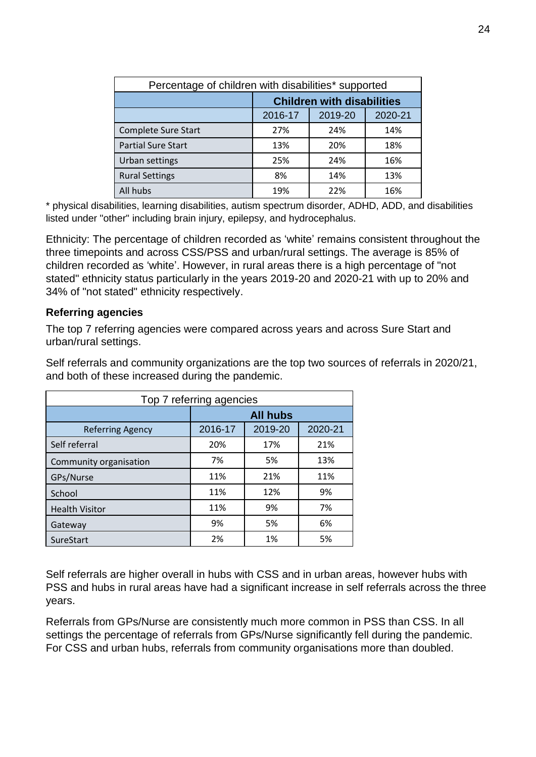| Percentage of children with disabilities* supported | | | |
|---|---|---|---|
| | **Children with disabilities** | | |
| | 2016-17 | 2019-20 | 2020-21 |
| Complete Sure Start | 27% | 24% | 14% |
| Partial Sure Start | 13% | 20% | 18% |
| Urban settings | 25% | 24% | 16% |
| Rural Settings | 8% | 14% | 13% |
| All hubs | 19% | 22% | 16% |

* physical disabilities, learning disabilities, autism spectrum disorder, ADHD, ADD, and disabilities listed under "other" including brain injury, epilepsy, and hydrocephalus.

Ethnicity: The percentage of children recorded as 'white' remains consistent throughout the three timepoints and across CSS/PSS and urban/rural settings. The average is 85% of children recorded as 'white'. However, in rural areas there is a high percentage of "not stated" ethnicity status particularly in the years 2019-20 and 2020-21 with up to 20% and 34% of "not stated" ethnicity respectively.

### Referring agencies

The top 7 referring agencies were compared across years and across Sure Start and urban/rural settings.

Self referrals and community organizations are the top two sources of referrals in 2020/21, and both of these increased during the pandemic.

| Top 7 referring agencies | | | |
|---|---|---|---|
| | **All hubs** | | |
| Referring Agency | 2016-17 | 2019-20 | 2020-21 |
| Self referral | 20% | 17% | 21% |
| Community organisation | 7% | 5% | 13% |
| GPs/Nurse | 11% | 21% | 11% |
| School | 11% | 12% | 9% |
| Health Visitor | 11% | 9% | 7% |
| Gateway | 9% | 5% | 6% |
| SureStart | 2% | 1% | 5% |

Self referrals are higher overall in hubs with CSS and in urban areas, however hubs with PSS and hubs in rural areas have had a significant increase in self referrals across the three years.

Referrals from GPs/Nurse are consistently much more common in PSS than CSS. In all settings the percentage of referrals from GPs/Nurse significantly fell during the pandemic. For CSS and urban hubs, referrals from community organisations more than doubled.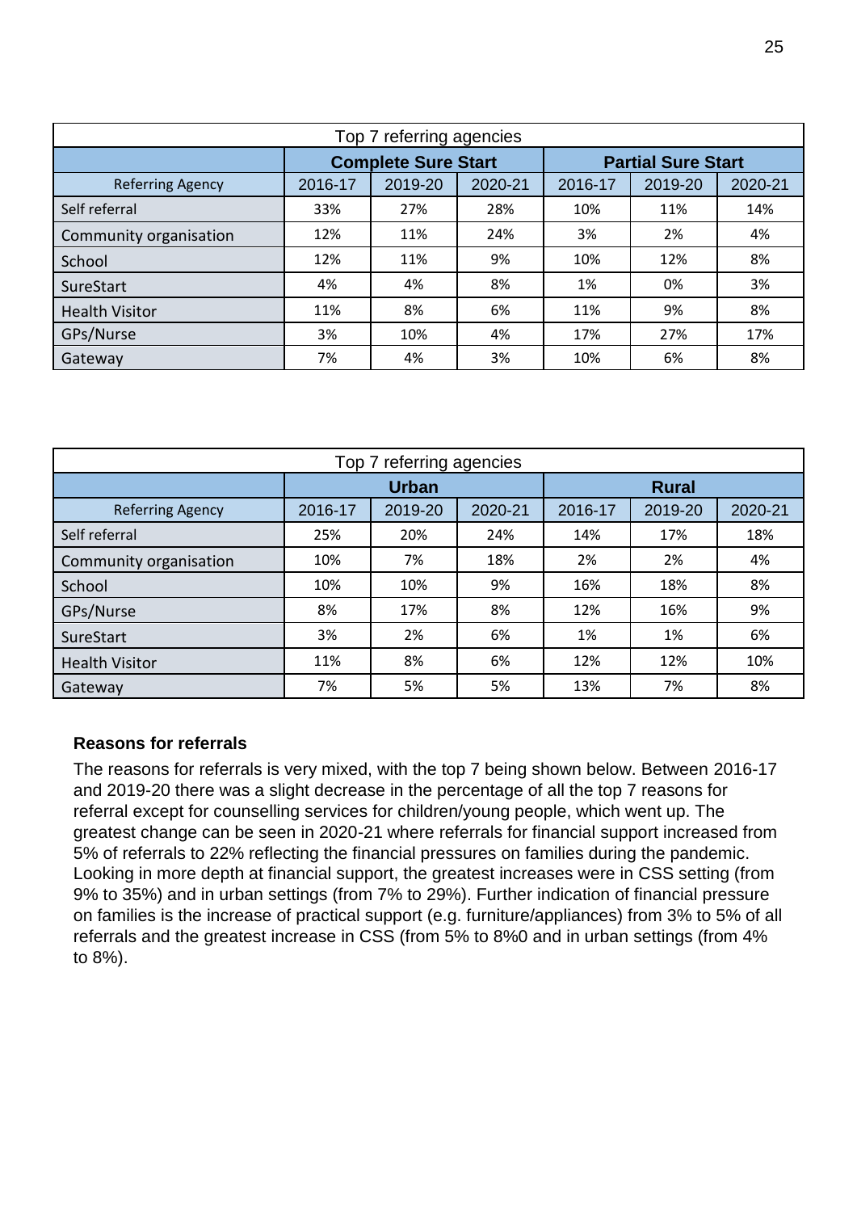| Top 7 referring agencies | | | | | | |
|---|---|---|---|---|---|---|
| | **Complete Sure Start** | | | **Partial Sure Start** | | |
| Referring Agency | 2016-17 | 2019-20 | 2020-21 | 2016-17 | 2019-20 | 2020-21 |
| Self referral | 33% | 27% | 28% | 10% | 11% | 14% |
| Community organisation | 12% | 11% | 24% | 3% | 2% | 4% |
| School | 12% | 11% | 9% | 10% | 12% | 8% |
| SureStart | 4% | 4% | 8% | 1% | 0% | 3% |
| Health Visitor | 11% | 8% | 6% | 11% | 9% | 8% |
| GPs/Nurse | 3% | 10% | 4% | 17% | 27% | 17% |
| Gateway | 7% | 4% | 3% | 10% | 6% | 8% |

| Top 7 referring agencies | | | | | | |
|---|---|---|---|---|---|---|
| | **Urban** | | | **Rural** | | |
| Referring Agency | 2016-17 | 2019-20 | 2020-21 | 2016-17 | 2019-20 | 2020-21 |
| Self referral | 25% | 20% | 24% | 14% | 17% | 18% |
| Community organisation | 10% | 7% | 18% | 2% | 2% | 4% |
| School | 10% | 10% | 9% | 16% | 18% | 8% |
| GPs/Nurse | 8% | 17% | 8% | 12% | 16% | 9% |
| SureStart | 3% | 2% | 6% | 1% | 1% | 6% |
| Health Visitor | 11% | 8% | 6% | 12% | 12% | 10% |
| Gateway | 7% | 5% | 5% | 13% | 7% | 8% |

**Reasons for referrals**

The reasons for referrals is very mixed, with the top 7 being shown below. Between 2016-17 and 2019-20 there was a slight decrease in the percentage of all the top 7 reasons for referral except for counselling services for children/young people, which went up. The greatest change can be seen in 2020-21 where referrals for financial support increased from 5% of referrals to 22% reflecting the financial pressures on families during the pandemic. Looking in more depth at financial support, the greatest increases were in CSS setting (from 9% to 35%) and in urban settings (from 7% to 29%). Further indication of financial pressure on families is the increase of practical support (e.g. furniture/appliances) from 3% to 5% of all referrals and the greatest increase in CSS (from 5% to 8%0 and in urban settings (from 4% to 8%).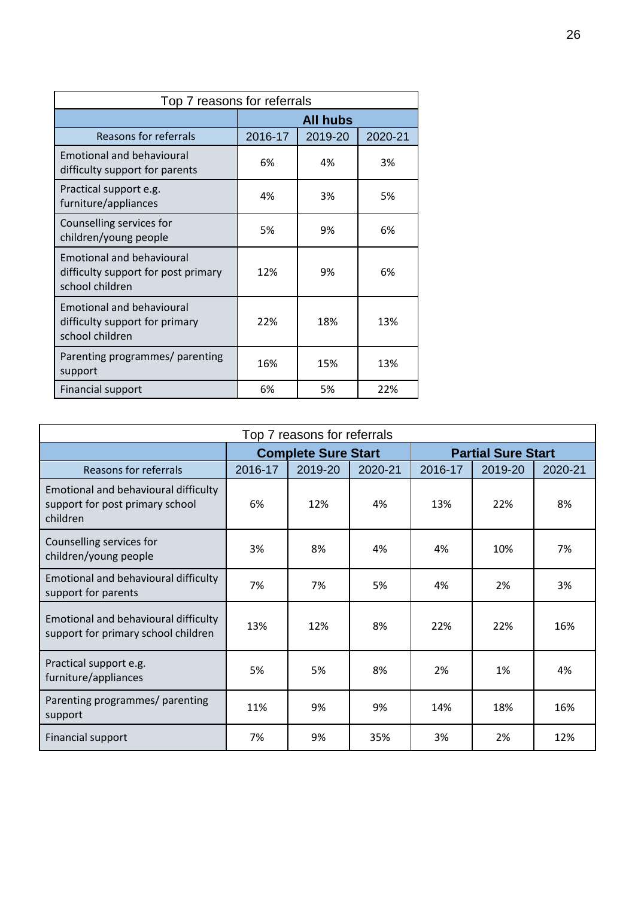| Top 7 reasons for referrals | | | |
|---|---|---|---|
| | **All hubs** | | |
| Reasons for referrals | 2016-17 | 2019-20 | 2020-21 |
| Emotional and behavioural difficulty support for parents | 6% | 4% | 3% |
| Practical support e.g. furniture/appliances | 4% | 3% | 5% |
| Counselling services for children/young people | 5% | 9% | 6% |
| Emotional and behavioural difficulty support for post primary school children | 12% | 9% | 6% |
| Emotional and behavioural difficulty support for primary school children | 22% | 18% | 13% |
| Parenting programmes/ parenting support | 16% | 15% | 13% |
| Financial support | 6% | 5% | 22% |

| Top 7 reasons for referrals | | | | | | |
|---|---|---|---|---|---|---|
| | **Complete Sure Start** | | | **Partial Sure Start** | | |
| Reasons for referrals | 2016-17 | 2019-20 | 2020-21 | 2016-17 | 2019-20 | 2020-21 |
| Emotional and behavioural difficulty support for post primary school children | 6% | 12% | 4% | 13% | 22% | 8% |
| Counselling services for children/young people | 3% | 8% | 4% | 4% | 10% | 7% |
| Emotional and behavioural difficulty support for parents | 7% | 7% | 5% | 4% | 2% | 3% |
| Emotional and behavioural difficulty support for primary school children | 13% | 12% | 8% | 22% | 22% | 16% |
| Practical support e.g. furniture/appliances | 5% | 5% | 8% | 2% | 1% | 4% |
| Parenting programmes/ parenting support | 11% | 9% | 9% | 14% | 18% | 16% |
| Financial support | 7% | 9% | 35% | 3% | 2% | 12% |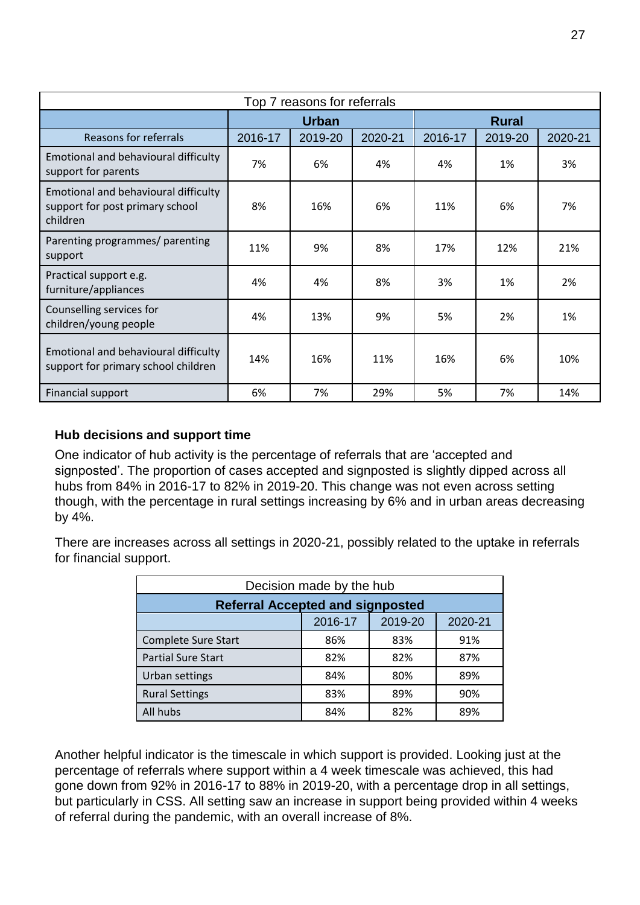| Top 7 reasons for referrals | | | | | | |
|---|---|---|---|---|---|---|
| | **Urban** | | | **Rural** | | |
| Reasons for referrals | 2016-17 | 2019-20 | 2020-21 | 2016-17 | 2019-20 | 2020-21 |
| Emotional and behavioural difficulty support for parents | 7% | 6% | 4% | 4% | 1% | 3% |
| Emotional and behavioural difficulty support for post primary school children | 8% | 16% | 6% | 11% | 6% | 7% |
| Parenting programmes/ parenting support | 11% | 9% | 8% | 17% | 12% | 21% |
| Practical support e.g. furniture/appliances | 4% | 4% | 8% | 3% | 1% | 2% |
| Counselling services for children/young people | 4% | 13% | 9% | 5% | 2% | 1% |
| Emotional and behavioural difficulty support for primary school children | 14% | 16% | 11% | 16% | 6% | 10% |
| Financial support | 6% | 7% | 29% | 5% | 7% | 14% |

### Hub decisions and support time

One indicator of hub activity is the percentage of referrals that are 'accepted and signposted'. The proportion of cases accepted and signposted is slightly dipped across all hubs from 84% in 2016-17 to 82% in 2019-20. This change was not even across setting though, with the percentage in rural settings increasing by 6% and in urban areas decreasing by 4%.

There are increases across all settings in 2020-21, possibly related to the uptake in referrals for financial support.

| Decision made by the hub | | | |
|---|---|---|---|
| **Referral Accepted and signposted** | | | |
| | 2016-17 | 2019-20 | 2020-21 |
| Complete Sure Start | 86% | 83% | 91% |
| Partial Sure Start | 82% | 82% | 87% |
| Urban settings | 84% | 80% | 89% |
| Rural Settings | 83% | 89% | 90% |
| All hubs | 84% | 82% | 89% |

Another helpful indicator is the timescale in which support is provided. Looking just at the percentage of referrals where support within a 4 week timescale was achieved, this had gone down from 92% in 2016-17 to 88% in 2019-20, with a percentage drop in all settings, but particularly in CSS. All setting saw an increase in support being provided within 4 weeks of referral during the pandemic, with an overall increase of 8%.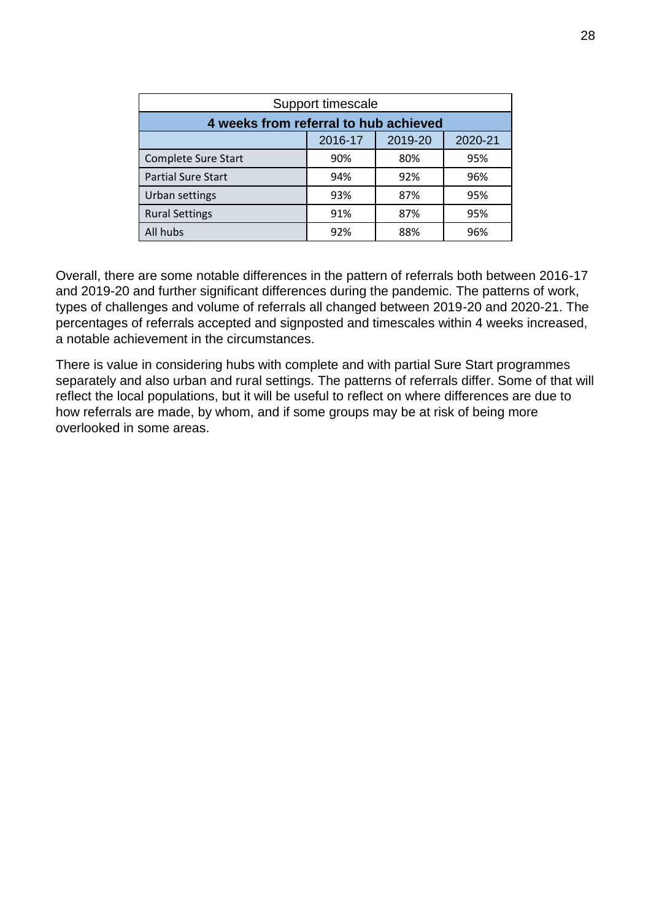| Support timescale | | | |
|---|---|---|---|
| **4 weeks from referral to hub achieved** | | | |
| | 2016-17 | 2019-20 | 2020-21 |
| Complete Sure Start | 90% | 80% | 95% |
| Partial Sure Start | 94% | 92% | 96% |
| Urban settings | 93% | 87% | 95% |
| Rural Settings | 91% | 87% | 95% |
| All hubs | 92% | 88% | 96% |

Overall, there are some notable differences in the pattern of referrals both between 2016-17 and 2019-20 and further significant differences during the pandemic. The patterns of work, types of challenges and volume of referrals all changed between 2019-20 and 2020-21. The percentages of referrals accepted and signposted and timescales within 4 weeks increased, a notable achievement in the circumstances.

There is value in considering hubs with complete and with partial Sure Start programmes separately and also urban and rural settings. The patterns of referrals differ. Some of that will reflect the local populations, but it will be useful to reflect on where differences are due to how referrals are made, by whom, and if some groups may be at risk of being more overlooked in some areas.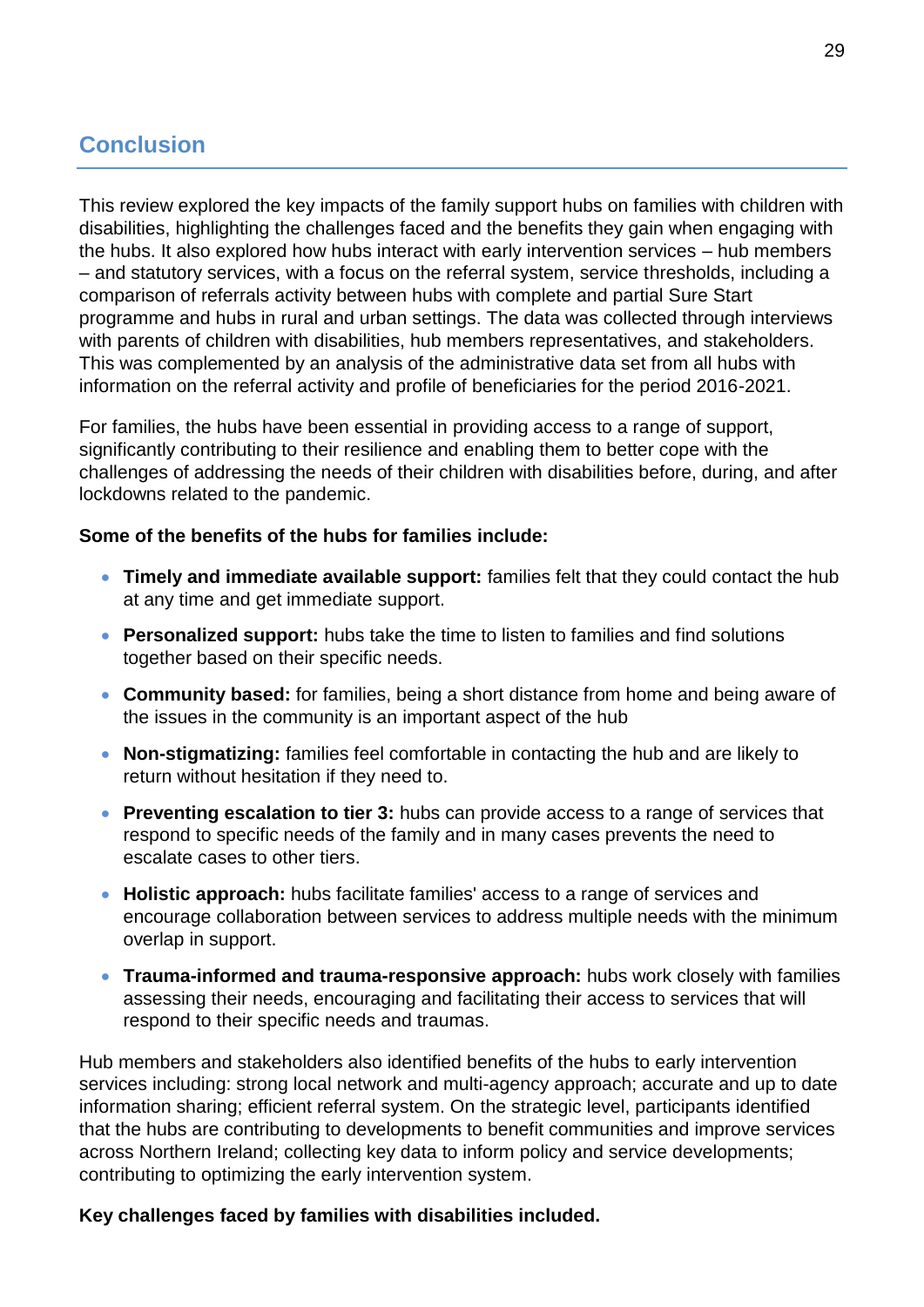## Conclusion

This review explored the key impacts of the family support hubs on families with children with disabilities, highlighting the challenges faced and the benefits they gain when engaging with the hubs. It also explored how hubs interact with early intervention services – hub members – and statutory services, with a focus on the referral system, service thresholds, including a comparison of referrals activity between hubs with complete and partial Sure Start programme and hubs in rural and urban settings. The data was collected through interviews with parents of children with disabilities, hub members representatives, and stakeholders. This was complemented by an analysis of the administrative data set from all hubs with information on the referral activity and profile of beneficiaries for the period 2016-2021.

For families, the hubs have been essential in providing access to a range of support, significantly contributing to their resilience and enabling them to better cope with the challenges of addressing the needs of their children with disabilities before, during, and after lockdowns related to the pandemic.

**Some of the benefits of the hubs for families include:**

- **Timely and immediate available support:** families felt that they could contact the hub at any time and get immediate support.
- **Personalized support:** hubs take the time to listen to families and find solutions together based on their specific needs.
- **Community based:** for families, being a short distance from home and being aware of the issues in the community is an important aspect of the hub
- **Non-stigmatizing:** families feel comfortable in contacting the hub and are likely to return without hesitation if they need to.
- **Preventing escalation to tier 3:** hubs can provide access to a range of services that respond to specific needs of the family and in many cases prevents the need to escalate cases to other tiers.
- **Holistic approach:** hubs facilitate families' access to a range of services and encourage collaboration between services to address multiple needs with the minimum overlap in support.
- **Trauma-informed and trauma-responsive approach:** hubs work closely with families assessing their needs, encouraging and facilitating their access to services that will respond to their specific needs and traumas.

Hub members and stakeholders also identified benefits of the hubs to early intervention services including: strong local network and multi-agency approach; accurate and up to date information sharing; efficient referral system. On the strategic level, participants identified that the hubs are contributing to developments to benefit communities and improve services across Northern Ireland; collecting key data to inform policy and service developments; contributing to optimizing the early intervention system.

**Key challenges faced by families with disabilities included.**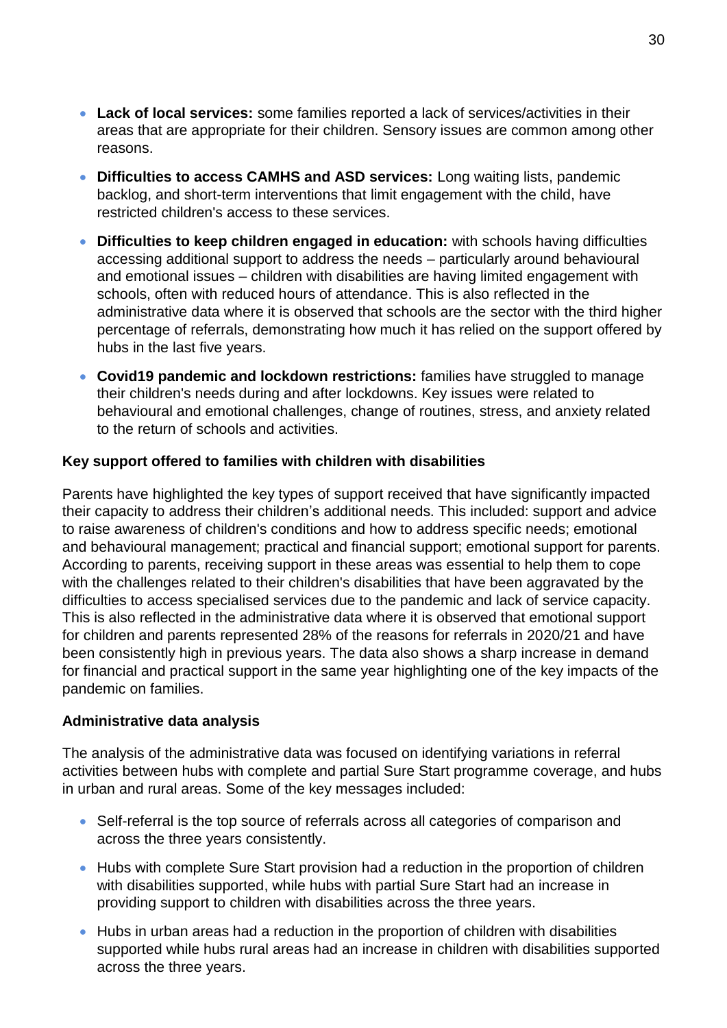- **Lack of local services:** some families reported a lack of services/activities in their areas that are appropriate for their children. Sensory issues are common among other reasons.
- **Difficulties to access CAMHS and ASD services:** Long waiting lists, pandemic backlog, and short-term interventions that limit engagement with the child, have restricted children's access to these services.
- **Difficulties to keep children engaged in education:** with schools having difficulties accessing additional support to address the needs – particularly around behavioural and emotional issues – children with disabilities are having limited engagement with schools, often with reduced hours of attendance. This is also reflected in the administrative data where it is observed that schools are the sector with the third higher percentage of referrals, demonstrating how much it has relied on the support offered by hubs in the last five years.
- **Covid19 pandemic and lockdown restrictions:** families have struggled to manage their children's needs during and after lockdowns. Key issues were related to behavioural and emotional challenges, change of routines, stress, and anxiety related to the return of schools and activities.

**Key support offered to families with children with disabilities**

Parents have highlighted the key types of support received that have significantly impacted their capacity to address their children's additional needs. This included: support and advice to raise awareness of children's conditions and how to address specific needs; emotional and behavioural management; practical and financial support; emotional support for parents. According to parents, receiving support in these areas was essential to help them to cope with the challenges related to their children's disabilities that have been aggravated by the difficulties to access specialised services due to the pandemic and lack of service capacity. This is also reflected in the administrative data where it is observed that emotional support for children and parents represented 28% of the reasons for referrals in 2020/21 and have been consistently high in previous years. The data also shows a sharp increase in demand for financial and practical support in the same year highlighting one of the key impacts of the pandemic on families.

**Administrative data analysis**

The analysis of the administrative data was focused on identifying variations in referral activities between hubs with complete and partial Sure Start programme coverage, and hubs in urban and rural areas. Some of the key messages included:

- Self-referral is the top source of referrals across all categories of comparison and across the three years consistently.
- Hubs with complete Sure Start provision had a reduction in the proportion of children with disabilities supported, while hubs with partial Sure Start had an increase in providing support to children with disabilities across the three years.
- Hubs in urban areas had a reduction in the proportion of children with disabilities supported while hubs rural areas had an increase in children with disabilities supported across the three years.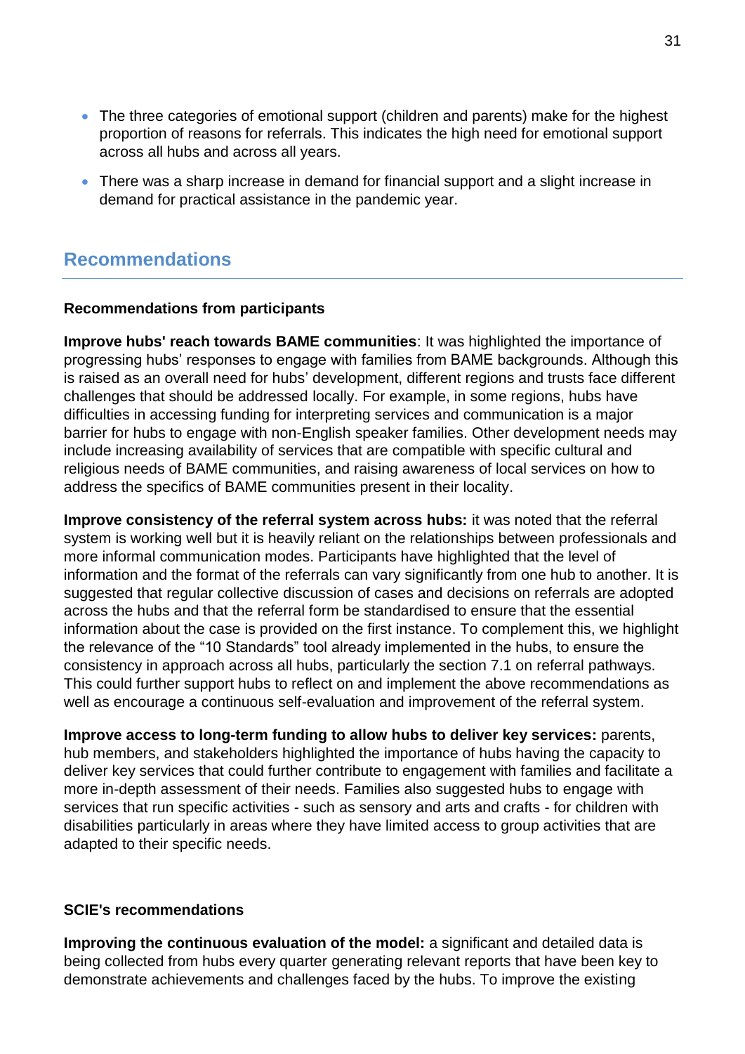- The three categories of emotional support (children and parents) make for the highest proportion of reasons for referrals. This indicates the high need for emotional support across all hubs and across all years.
- There was a sharp increase in demand for financial support and a slight increase in demand for practical assistance in the pandemic year.

## Recommendations

### Recommendations from participants

**Improve hubs' reach towards BAME communities**: It was highlighted the importance of progressing hubs' responses to engage with families from BAME backgrounds. Although this is raised as an overall need for hubs' development, different regions and trusts face different challenges that should be addressed locally. For example, in some regions, hubs have difficulties in accessing funding for interpreting services and communication is a major barrier for hubs to engage with non-English speaker families. Other development needs may include increasing availability of services that are compatible with specific cultural and religious needs of BAME communities, and raising awareness of local services on how to address the specifics of BAME communities present in their locality.

**Improve consistency of the referral system across hubs:** it was noted that the referral system is working well but it is heavily reliant on the relationships between professionals and more informal communication modes. Participants have highlighted that the level of information and the format of the referrals can vary significantly from one hub to another. It is suggested that regular collective discussion of cases and decisions on referrals are adopted across the hubs and that the referral form be standardised to ensure that the essential information about the case is provided on the first instance. To complement this, we highlight the relevance of the "10 Standards" tool already implemented in the hubs, to ensure the consistency in approach across all hubs, particularly the section 7.1 on referral pathways. This could further support hubs to reflect on and implement the above recommendations as well as encourage a continuous self-evaluation and improvement of the referral system.

**Improve access to long-term funding to allow hubs to deliver key services:** parents, hub members, and stakeholders highlighted the importance of hubs having the capacity to deliver key services that could further contribute to engagement with families and facilitate a more in-depth assessment of their needs. Families also suggested hubs to engage with services that run specific activities - such as sensory and arts and crafts - for children with disabilities particularly in areas where they have limited access to group activities that are adapted to their specific needs.

### SCIE's recommendations

**Improving the continuous evaluation of the model:** a significant and detailed data is being collected from hubs every quarter generating relevant reports that have been key to demonstrate achievements and challenges faced by the hubs. To improve the existing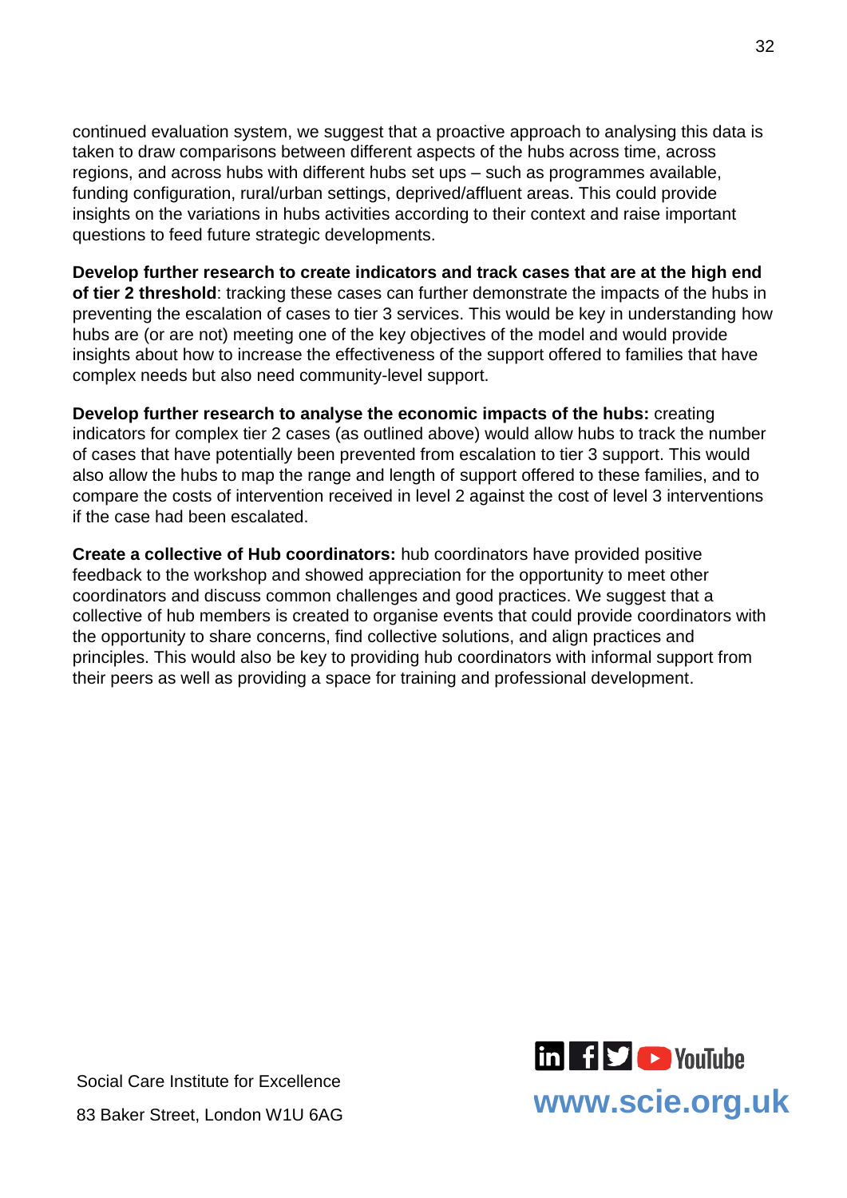continued evaluation system, we suggest that a proactive approach to analysing this data is taken to draw comparisons between different aspects of the hubs across time, across regions, and across hubs with different hubs set ups – such as programmes available, funding configuration, rural/urban settings, deprived/affluent areas. This could provide insights on the variations in hubs activities according to their context and raise important questions to feed future strategic developments.

**Develop further research to create indicators and track cases that are at the high end of tier 2 threshold**: tracking these cases can further demonstrate the impacts of the hubs in preventing the escalation of cases to tier 3 services. This would be key in understanding how hubs are (or are not) meeting one of the key objectives of the model and would provide insights about how to increase the effectiveness of the support offered to families that have complex needs but also need community-level support.

**Develop further research to analyse the economic impacts of the hubs:** creating indicators for complex tier 2 cases (as outlined above) would allow hubs to track the number of cases that have potentially been prevented from escalation to tier 3 support. This would also allow the hubs to map the range and length of support offered to these families, and to compare the costs of intervention received in level 2 against the cost of level 3 interventions if the case had been escalated.

**Create a collective of Hub coordinators:** hub coordinators have provided positive feedback to the workshop and showed appreciation for the opportunity to meet other coordinators and discuss common challenges and good practices. We suggest that a collective of hub members is created to organise events that could provide coordinators with the opportunity to share concerns, find collective solutions, and align practices and principles. This would also be key to providing hub coordinators with informal support from their peers as well as providing a space for training and professional development.

Social Care Institute for Excellence

83 Baker Street, London W1U 6AG

www.scie.org.uk